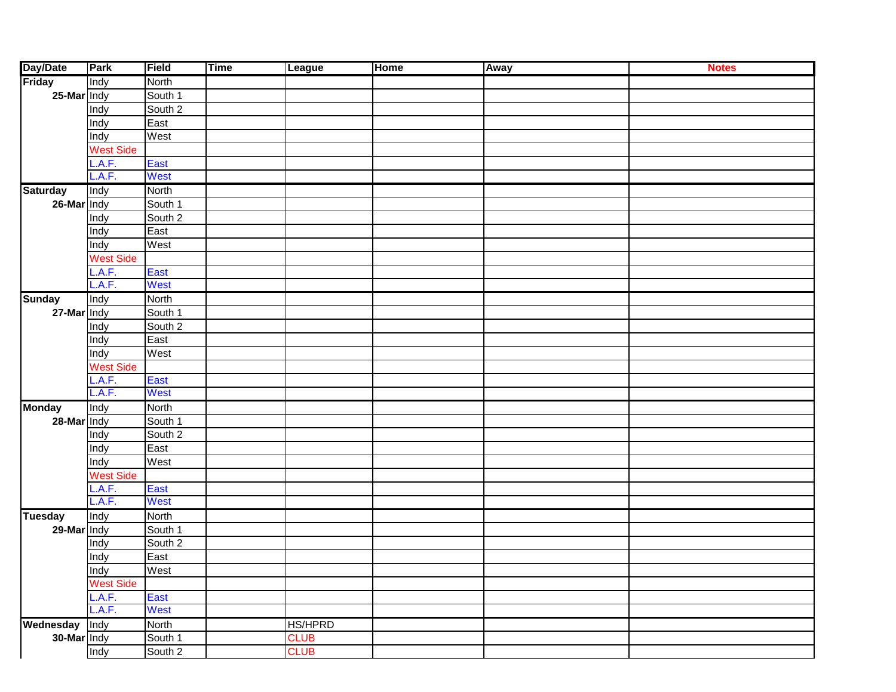| Day/Date | Park | Field | Time | League | Home | Away | Notes |
|---|---|---|---|---|---|---|---|
| **Friday** | Indy | North | | | | | |
| **25-Mar** | Indy | South 1 | | | | | |
| | Indy | South 2 | | | | | |
| | Indy | East | | | | | |
| | Indy | West | | | | | |
| | West Side | | | | | | |
| | L.A.F. | East | | | | | |
| | L.A.F. | West | | | | | |
| **Saturday** | Indy | North | | | | | |
| **26-Mar** | Indy | South 1 | | | | | |
| | Indy | South 2 | | | | | |
| | Indy | East | | | | | |
| | Indy | West | | | | | |
| | West Side | | | | | | |
| | L.A.F. | East | | | | | |
| | L.A.F. | West | | | | | |
| **Sunday** | Indy | North | | | | | |
| **27-Mar** | Indy | South 1 | | | | | |
| | Indy | South 2 | | | | | |
| | Indy | East | | | | | |
| | Indy | West | | | | | |
| | West Side | | | | | | |
| | L.A.F. | East | | | | | |
| | L.A.F. | West | | | | | |
| **Monday** | Indy | North | | | | | |
| **28-Mar** | Indy | South 1 | | | | | |
| | Indy | South 2 | | | | | |
| | Indy | East | | | | | |
| | Indy | West | | | | | |
| | West Side | | | | | | |
| | L.A.F. | East | | | | | |
| | L.A.F. | West | | | | | |
| **Tuesday** | Indy | North | | | | | |
| **29-Mar** | Indy | South 1 | | | | | |
| | Indy | South 2 | | | | | |
| | Indy | East | | | | | |
| | Indy | West | | | | | |
| | West Side | | | | | | |
| | L.A.F. | East | | | | | |
| | L.A.F. | West | | | | | |
| **Wednesday** | Indy | North | | HS/HPRD | | | |
| **30-Mar** | Indy | South 1 | | CLUB | | | |
| | Indy | South 2 | | CLUB | | | |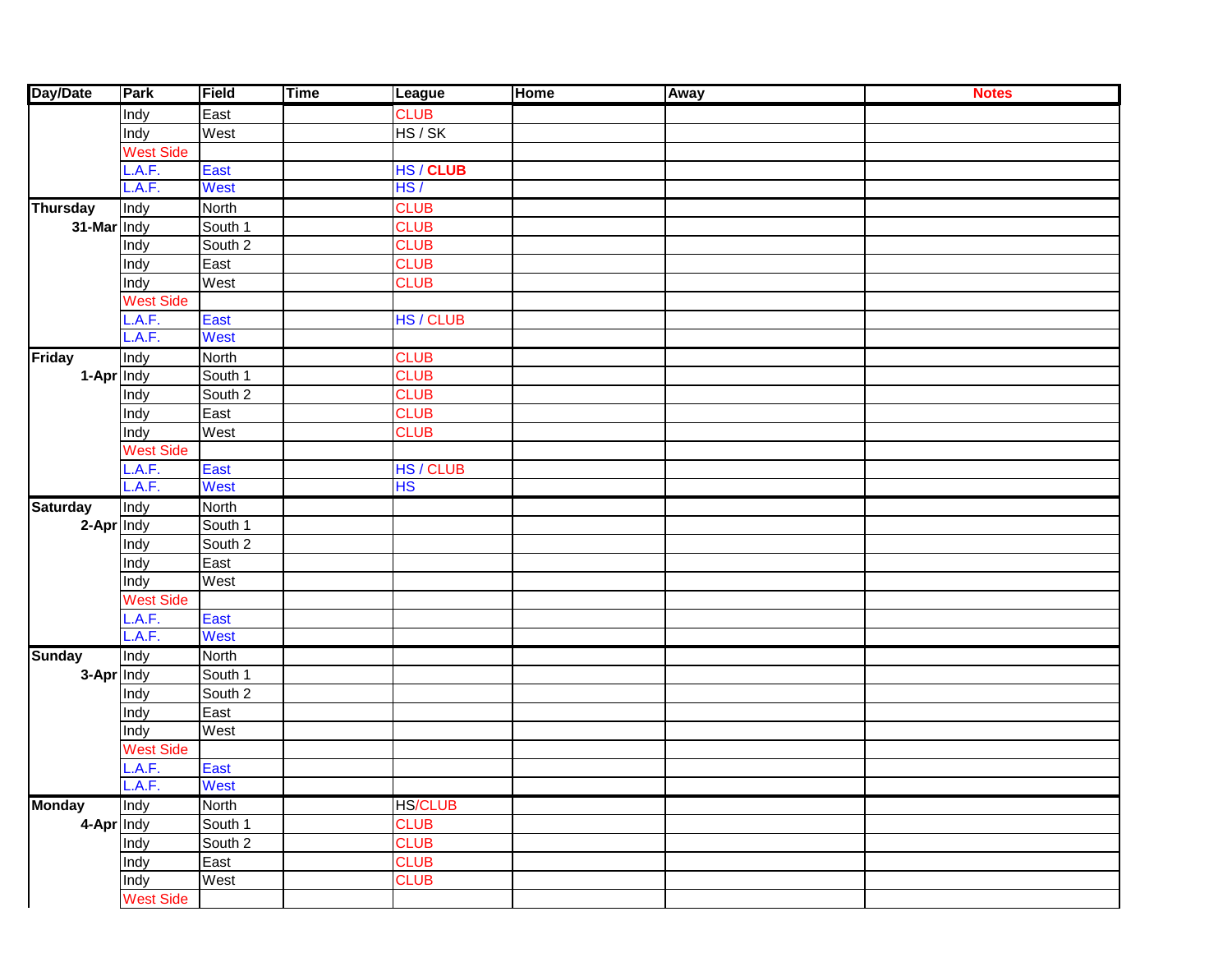| Day/Date | Park | Field | Time | League | Home | Away | Notes |
|---|---|---|---|---|---|---|---|
| | Indy | East | | CLUB | | | |
| | Indy | West | | HS / SK | | | |
| | West Side | | | | | | |
| | L.A.F. | East | | HS / **CLUB** | | | |
| | L.A.F. | West | | HS / | | | |
| **Thursday** | Indy | North | | CLUB | | | |
| **31-Mar** | Indy | South 1 | | CLUB | | | |
| | Indy | South 2 | | CLUB | | | |
| | Indy | East | | CLUB | | | |
| | Indy | West | | CLUB | | | |
| | West Side | | | | | | |
| | L.A.F. | East | | HS / CLUB | | | |
| | L.A.F. | West | | | | | |
| **Friday** | Indy | North | | CLUB | | | |
| **1-Apr** | Indy | South 1 | | CLUB | | | |
| | Indy | South 2 | | CLUB | | | |
| | Indy | East | | CLUB | | | |
| | Indy | West | | CLUB | | | |
| | West Side | | | | | | |
| | L.A.F. | East | | HS / CLUB | | | |
| | L.A.F. | West | | HS | | | |
| **Saturday** | Indy | North | | | | | |
| **2-Apr** | Indy | South 1 | | | | | |
| | Indy | South 2 | | | | | |
| | Indy | East | | | | | |
| | Indy | West | | | | | |
| | West Side | | | | | | |
| | L.A.F. | East | | | | | |
| | L.A.F. | West | | | | | |
| **Sunday** | Indy | North | | | | | |
| **3-Apr** | Indy | South 1 | | | | | |
| | Indy | South 2 | | | | | |
| | Indy | East | | | | | |
| | Indy | West | | | | | |
| | West Side | | | | | | |
| | L.A.F. | East | | | | | |
| | L.A.F. | West | | | | | |
| **Monday** | Indy | North | | HS/CLUB | | | |
| **4-Apr** | Indy | South 1 | | CLUB | | | |
| | Indy | South 2 | | CLUB | | | |
| | Indy | East | | CLUB | | | |
| | Indy | West | | CLUB | | | |
| | West Side | | | | | | |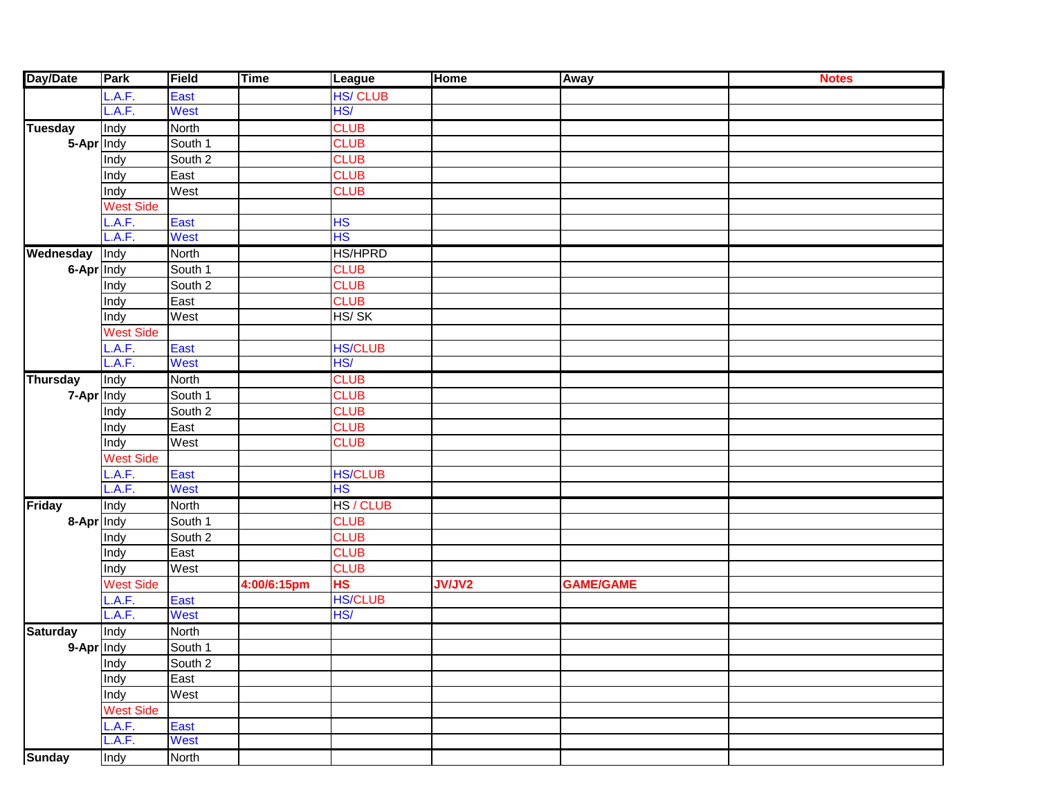| Day/Date | Park | Field | Time | League | Home | Away | Notes |
|---|---|---|---|---|---|---|---|
| | L.A.F. | East | | HS/ CLUB | | | |
| | L.A.F. | West | | HS/ | | | |
| Tuesday | Indy | North | | CLUB | | | |
| 5-Apr | Indy | South 1 | | CLUB | | | |
| | Indy | South 2 | | CLUB | | | |
| | Indy | East | | CLUB | | | |
| | Indy | West | | CLUB | | | |
| | West Side | | | | | | |
| | L.A.F. | East | | HS | | | |
| | L.A.F. | West | | HS | | | |
| Wednesday | Indy | North | | HS/HPRD | | | |
| 6-Apr | Indy | South 1 | | CLUB | | | |
| | Indy | South 2 | | CLUB | | | |
| | Indy | East | | CLUB | | | |
| | Indy | West | | HS/ SK | | | |
| | West Side | | | | | | |
| | L.A.F. | East | | HS/CLUB | | | |
| | L.A.F. | West | | HS/ | | | |
| Thursday | Indy | North | | CLUB | | | |
| 7-Apr | Indy | South 1 | | CLUB | | | |
| | Indy | South 2 | | CLUB | | | |
| | Indy | East | | CLUB | | | |
| | Indy | West | | CLUB | | | |
| | West Side | | | | | | |
| | L.A.F. | East | | HS/CLUB | | | |
| | L.A.F. | West | | HS | | | |
| Friday | Indy | North | | HS / CLUB | | | |
| 8-Apr | Indy | South 1 | | CLUB | | | |
| | Indy | South 2 | | CLUB | | | |
| | Indy | East | | CLUB | | | |
| | Indy | West | | CLUB | | | |
| | West Side | | 4:00/6:15pm | HS | JV/JV2 | GAME/GAME | |
| | L.A.F. | East | | HS/CLUB | | | |
| | L.A.F. | West | | HS/ | | | |
| Saturday | Indy | North | | | | | |
| 9-Apr | Indy | South 1 | | | | | |
| | Indy | South 2 | | | | | |
| | Indy | East | | | | | |
| | Indy | West | | | | | |
| | West Side | | | | | | |
| | L.A.F. | East | | | | | |
| | L.A.F. | West | | | | | |
| Sunday | Indy | North | | | | | |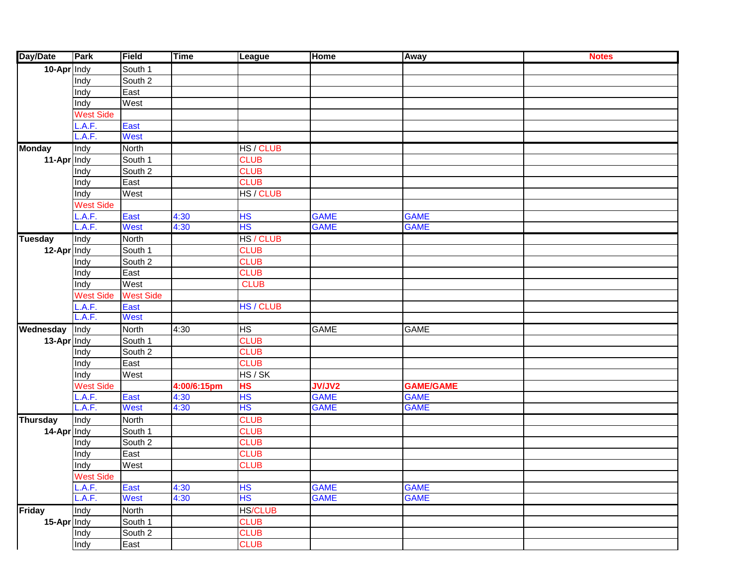| Day/Date | Park | Field | Time | League | Home | Away | Notes |
|---|---|---|---|---|---|---|---|
| 10-Apr | Indy | South 1 | | | | | |
| | Indy | South 2 | | | | | |
| | Indy | East | | | | | |
| | Indy | West | | | | | |
| | West Side | | | | | | |
| | L.A.F. | East | | | | | |
| | L.A.F. | West | | | | | |
| Monday | Indy | North | | HS / CLUB | | | |
| 11-Apr | Indy | South 1 | | CLUB | | | |
| | Indy | South 2 | | CLUB | | | |
| | Indy | East | | CLUB | | | |
| | Indy | West | | HS / CLUB | | | |
| | West Side | | | | | | |
| | L.A.F. | East | 4:30 | HS | GAME | GAME | |
| | L.A.F. | West | 4:30 | HS | GAME | GAME | |
| Tuesday | Indy | North | | HS / CLUB | | | |
| 12-Apr | Indy | South 1 | | CLUB | | | |
| | Indy | South 2 | | CLUB | | | |
| | Indy | East | | CLUB | | | |
| | Indy | West | | CLUB | | | |
| | West Side | West Side | | | | | |
| | L.A.F. | East | | HS / CLUB | | | |
| | L.A.F. | West | | | | | |
| Wednesday | Indy | North | 4:30 | HS | GAME | GAME | |
| 13-Apr | Indy | South 1 | | CLUB | | | |
| | Indy | South 2 | | CLUB | | | |
| | Indy | East | | CLUB | | | |
| | Indy | West | | HS / SK | | | |
| | West Side | | **4:00/6:15pm** | **HS** | **JV/JV2** | **GAME/GAME** | |
| | L.A.F. | East | 4:30 | HS | GAME | GAME | |
| | L.A.F. | West | 4:30 | HS | GAME | GAME | |
| Thursday | Indy | North | | CLUB | | | |
| 14-Apr | Indy | South 1 | | CLUB | | | |
| | Indy | South 2 | | CLUB | | | |
| | Indy | East | | CLUB | | | |
| | Indy | West | | CLUB | | | |
| | West Side | | | | | | |
| | L.A.F. | East | 4:30 | HS | GAME | GAME | |
| | L.A.F. | West | 4:30 | HS | GAME | GAME | |
| Friday | Indy | North | | HS/CLUB | | | |
| 15-Apr | Indy | South 1 | | CLUB | | | |
| | Indy | South 2 | | CLUB | | | |
| | Indy | East | | CLUB | | | |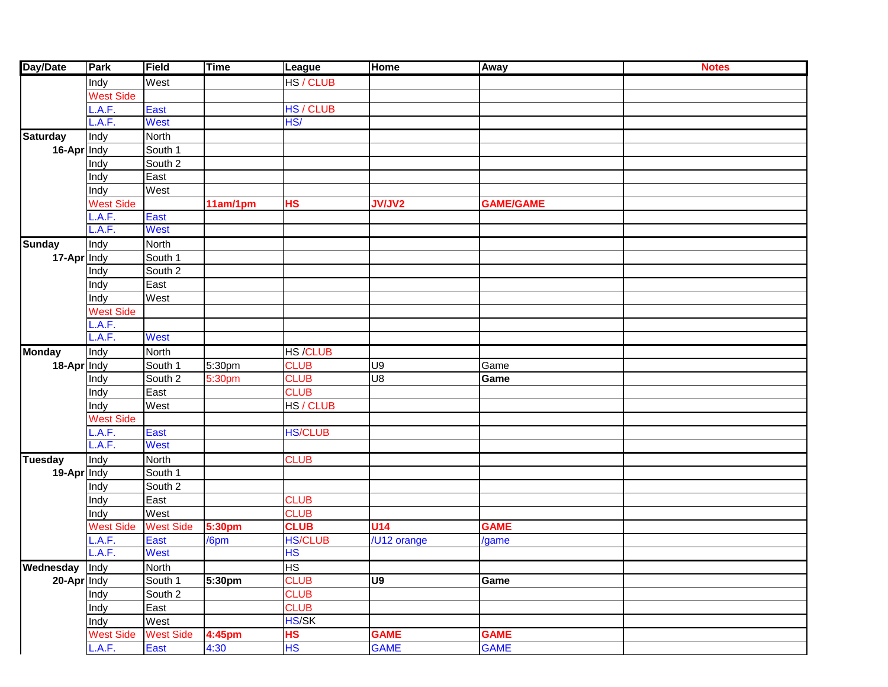| Day/Date | Park | Field | Time | League | Home | Away | Notes |
|---|---|---|---|---|---|---|---|
| | Indy | West | | HS / CLUB | | | |
| | West Side | | | | | | |
| | L.A.F. | East | | HS / CLUB | | | |
| | L.A.F. | West | | HS/ | | | |
| Saturday | Indy | North | | | | | |
| 16-Apr | Indy | South 1 | | | | | |
| | Indy | South 2 | | | | | |
| | Indy | East | | | | | |
| | Indy | West | | | | | |
| | West Side | | 11am/1pm | HS | JV/JV2 | GAME/GAME | |
| | L.A.F. | East | | | | | |
| | L.A.F. | West | | | | | |
| Sunday | Indy | North | | | | | |
| 17-Apr | Indy | South 1 | | | | | |
| | Indy | South 2 | | | | | |
| | Indy | East | | | | | |
| | Indy | West | | | | | |
| | West Side | | | | | | |
| | L.A.F. | | | | | | |
| | L.A.F. | West | | | | | |
| Monday | Indy | North | | HS /CLUB | | | |
| 18-Apr | Indy | South 1 | 5:30pm | CLUB | U9 | Game | |
| | Indy | South 2 | 5:30pm | CLUB | U8 | Game | |
| | Indy | East | | CLUB | | | |
| | Indy | West | | HS / CLUB | | | |
| | West Side | | | | | | |
| | L.A.F. | East | | HS/CLUB | | | |
| | L.A.F. | West | | | | | |
| Tuesday | Indy | North | | CLUB | | | |
| 19-Apr | Indy | South 1 | | | | | |
| | Indy | South 2 | | | | | |
| | Indy | East | | CLUB | | | |
| | Indy | West | | CLUB | | | |
| | West Side | West Side | 5:30pm | CLUB | U14 | GAME | |
| | L.A.F. | East | /6pm | HS/CLUB | /U12 orange | /game | |
| | L.A.F. | West | | HS | | | |
| Wednesday | Indy | North | | HS | | | |
| 20-Apr | Indy | South 1 | 5:30pm | CLUB | U9 | Game | |
| | Indy | South 2 | | CLUB | | | |
| | Indy | East | | CLUB | | | |
| | Indy | West | | HS/SK | | | |
| | West Side | West Side | 4:45pm | HS | GAME | GAME | |
| | L.A.F. | East | 4:30 | HS | GAME | GAME | |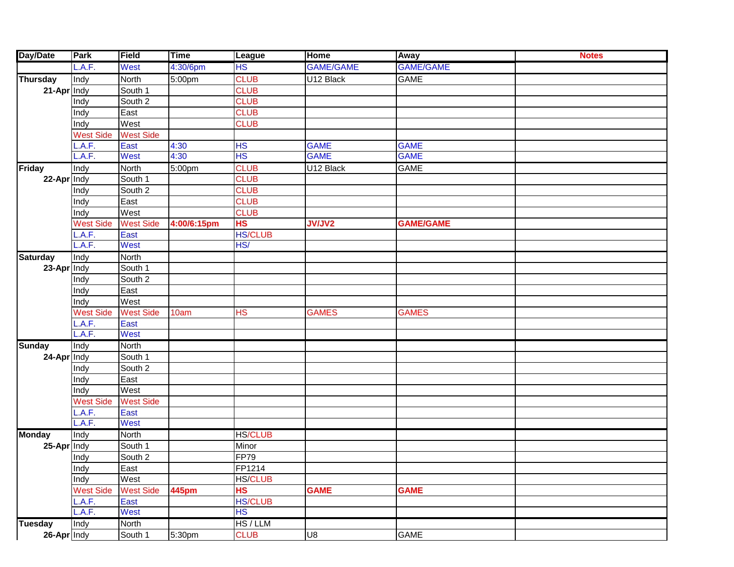| Day/Date | Park | Field | Time | League | Home | Away | Notes |
|---|---|---|---|---|---|---|---|
| | L.A.F. | West | 4:30/6pm | HS | GAME/GAME | GAME/GAME | |
| Thursday | Indy | North | 5:00pm | CLUB | U12 Black | GAME | |
| 21-Apr | Indy | South 1 | | CLUB | | | |
| | Indy | South 2 | | CLUB | | | |
| | Indy | East | | CLUB | | | |
| | Indy | West | | CLUB | | | |
| | West Side | West Side | | | | | |
| | L.A.F. | East | 4:30 | HS | GAME | GAME | |
| | L.A.F. | West | 4:30 | HS | GAME | GAME | |
| Friday | Indy | North | 5:00pm | CLUB | U12 Black | GAME | |
| 22-Apr | Indy | South 1 | | CLUB | | | |
| | Indy | South 2 | | CLUB | | | |
| | Indy | East | | CLUB | | | |
| | Indy | West | | CLUB | | | |
| | West Side | West Side | **4:00/6:15pm** | **HS** | **JV/JV2** | **GAME/GAME** | |
| | L.A.F. | East | | HS/CLUB | | | |
| | L.A.F. | West | | HS/ | | | |
| Saturday | Indy | North | | | | | |
| 23-Apr | Indy | South 1 | | | | | |
| | Indy | South 2 | | | | | |
| | Indy | East | | | | | |
| | Indy | West | | | | | |
| | West Side | West Side | 10am | HS | GAMES | GAMES | |
| | L.A.F. | East | | | | | |
| | L.A.F. | West | | | | | |
| Sunday | Indy | North | | | | | |
| 24-Apr | Indy | South 1 | | | | | |
| | Indy | South 2 | | | | | |
| | Indy | East | | | | | |
| | Indy | West | | | | | |
| | West Side | West Side | | | | | |
| | L.A.F. | East | | | | | |
| | L.A.F. | West | | | | | |
| Monday | Indy | North | | HS/CLUB | | | |
| 25-Apr | Indy | South 1 | | Minor | | | |
| | Indy | South 2 | | FP79 | | | |
| | Indy | East | | FP1214 | | | |
| | Indy | West | | HS/CLUB | | | |
| | West Side | West Side | **445pm** | **HS** | **GAME** | **GAME** | |
| | L.A.F. | East | | HS/CLUB | | | |
| | L.A.F. | West | | HS | | | |
| Tuesday | Indy | North | | HS / LLM | | | |
| 26-Apr | Indy | South 1 | 5:30pm | CLUB | U8 | GAME | |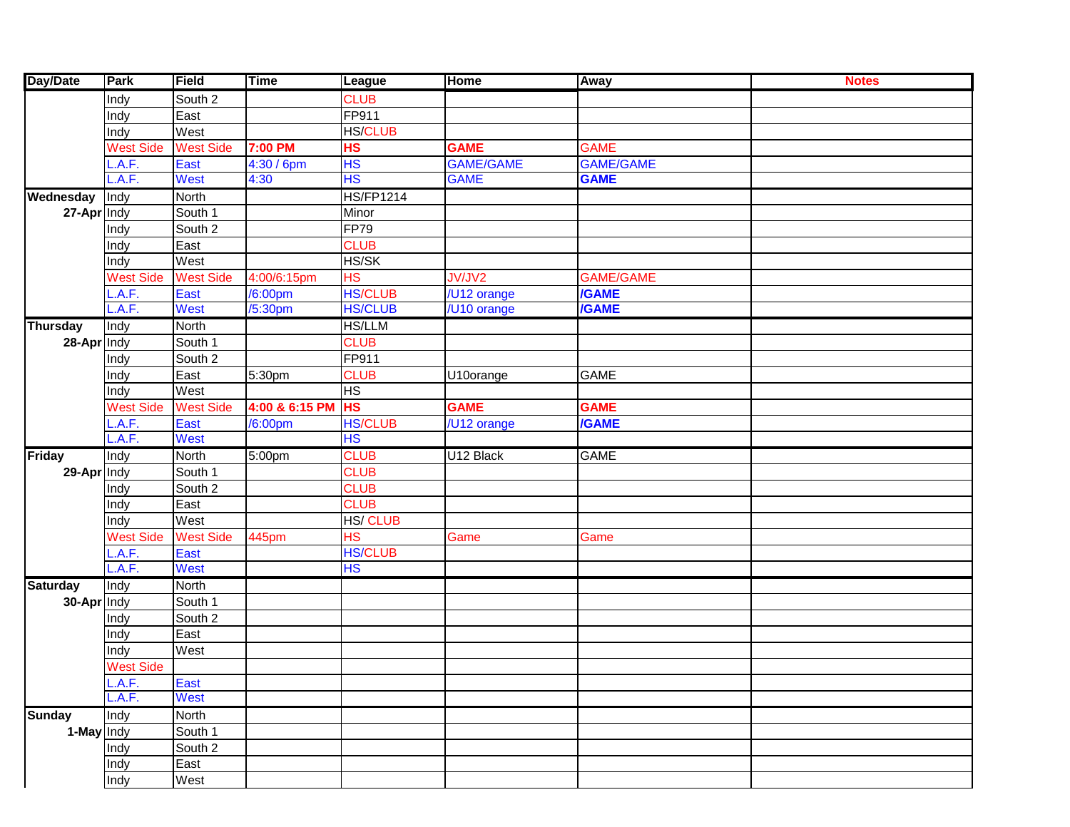| Day/Date | Park | Field | Time | League | Home | Away | Notes |
|---|---|---|---|---|---|---|---|
| | Indy | South 2 | | CLUB | | | |
| | Indy | East | | FP911 | | | |
| | Indy | West | | HS/CLUB | | | |
| | West Side | West Side | **7:00 PM** | **HS** | **GAME** | GAME | |
| | L.A.F. | East | 4:30 / 6pm | HS | GAME/GAME | GAME/GAME | |
| | L.A.F. | West | 4:30 | HS | GAME | **GAME** | |
| **Wednesday** | Indy | North | | HS/FP1214 | | | |
| **27-Apr** | Indy | South 1 | | Minor | | | |
| | Indy | South 2 | | FP79 | | | |
| | Indy | East | | CLUB | | | |
| | Indy | West | | HS/SK | | | |
| | West Side | West Side | 4:00/6:15pm | HS | JV/JV2 | GAME/GAME | |
| | L.A.F. | East | /6:00pm | HS/CLUB | /U12 orange | **/GAME** | |
| | L.A.F. | West | /5:30pm | HS/CLUB | /U10 orange | **/GAME** | |
| **Thursday** | Indy | North | | HS/LLM | | | |
| **28-Apr** | Indy | South 1 | | CLUB | | | |
| | Indy | South 2 | | FP911 | | | |
| | Indy | East | 5:30pm | CLUB | U10orange | GAME | |
| | Indy | West | | HS | | | |
| | West Side | West Side | **4:00 & 6:15 PM** | **HS** | **GAME** | **GAME** | |
| | L.A.F. | East | /6:00pm | HS/CLUB | /U12 orange | **/GAME** | |
| | L.A.F. | West | | HS | | | |
| **Friday** | Indy | North | 5:00pm | CLUB | U12 Black | GAME | |
| **29-Apr** | Indy | South 1 | | CLUB | | | |
| | Indy | South 2 | | CLUB | | | |
| | Indy | East | | CLUB | | | |
| | Indy | West | | HS/ CLUB | | | |
| | West Side | West Side | 445pm | HS | Game | Game | |
| | L.A.F. | East | | HS/CLUB | | | |
| | L.A.F. | West | | HS | | | |
| **Saturday** | Indy | North | | | | | |
| **30-Apr** | Indy | South 1 | | | | | |
| | Indy | South 2 | | | | | |
| | Indy | East | | | | | |
| | Indy | West | | | | | |
| | West Side | | | | | | |
| | L.A.F. | East | | | | | |
| | L.A.F. | West | | | | | |
| **Sunday** | Indy | North | | | | | |
| **1-May** | Indy | South 1 | | | | | |
| | Indy | South 2 | | | | | |
| | Indy | East | | | | | |
| | Indy | West | | | | | |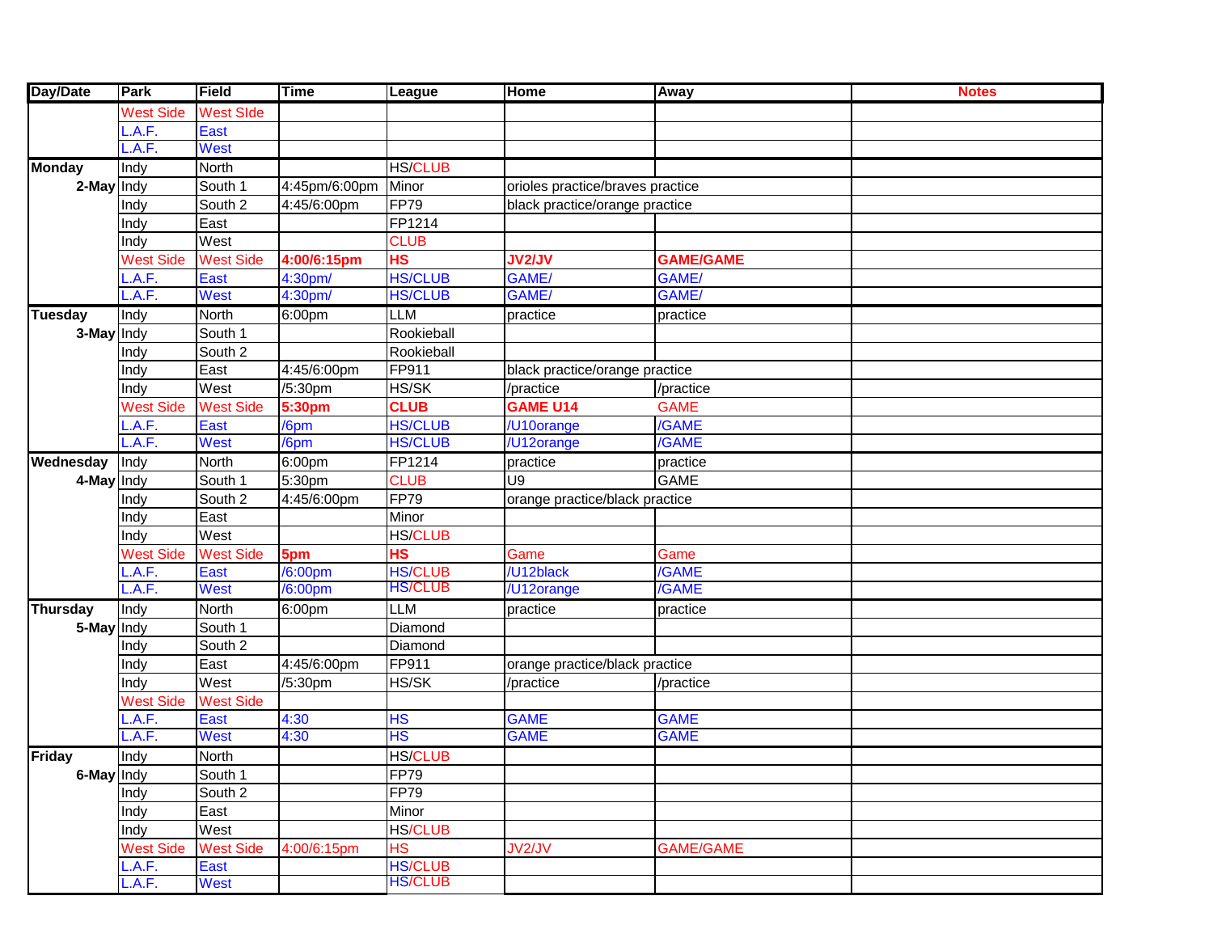| Day/Date | Park | Field | Time | League | Home | Away | Notes |
|---|---|---|---|---|---|---|---|
| | West Side | West SIde | | | | | |
| | L.A.F. | East | | | | | |
| | L.A.F. | West | | | | | |
| **Monday** | Indy | North | | HS/CLUB | | | |
| **2-May** | Indy | South 1 | 4:45pm/6:00pm | Minor | orioles practice/braves practice | | |
| | Indy | South 2 | 4:45/6:00pm | FP79 | black practice/orange practice | | |
| | Indy | East | | FP1214 | | | |
| | Indy | West | | CLUB | | | |
| | West Side | West Side | **4:00/6:15pm** | **HS** | **JV2/JV** | **GAME/GAME** | |
| | L.A.F. | East | 4:30pm/ | HS/CLUB | GAME/ | GAME/ | |
| | L.A.F. | West | 4:30pm/ | HS/CLUB | GAME/ | GAME/ | |
| **Tuesday** | Indy | North | 6:00pm | LLM | practice | practice | |
| **3-May** | Indy | South 1 | | Rookieball | | | |
| | Indy | South 2 | | Rookieball | | | |
| | Indy | East | 4:45/6:00pm | FP911 | black practice/orange practice | | |
| | Indy | West | /5:30pm | HS/SK | /practice | /practice | |
| | West Side | West Side | **5:30pm** | **CLUB** | **GAME U14** | GAME | |
| | L.A.F. | East | /6pm | HS/CLUB | /U10orange | /GAME | |
| | L.A.F. | West | /6pm | HS/CLUB | /U12orange | /GAME | |
| **Wednesday** | Indy | North | 6:00pm | FP1214 | practice | practice | |
| **4-May** | Indy | South 1 | 5:30pm | CLUB | U9 | GAME | |
| | Indy | South 2 | 4:45/6:00pm | FP79 | orange practice/black practice | | |
| | Indy | East | | Minor | | | |
| | Indy | West | | HS/CLUB | | | |
| | West Side | West Side | **5pm** | **HS** | Game | Game | |
| | L.A.F. | East | /6:00pm | HS/CLUB | /U12black | /GAME | |
| | L.A.F. | West | /6:00pm | HS/CLUB | /U12orange | /GAME | |
| **Thursday** | Indy | North | 6:00pm | LLM | practice | practice | |
| **5-May** | Indy | South 1 | | Diamond | | | |
| | Indy | South 2 | | Diamond | | | |
| | Indy | East | 4:45/6:00pm | FP911 | orange practice/black practice | | |
| | Indy | West | /5:30pm | HS/SK | /practice | /practice | |
| | West Side | West Side | | | | | |
| | L.A.F. | East | 4:30 | HS | GAME | GAME | |
| | L.A.F. | West | 4:30 | HS | GAME | GAME | |
| **Friday** | Indy | North | | HS/CLUB | | | |
| **6-May** | Indy | South 1 | | FP79 | | | |
| | Indy | South 2 | | FP79 | | | |
| | Indy | East | | Minor | | | |
| | Indy | West | | HS/CLUB | | | |
| | West Side | West Side | 4:00/6:15pm | HS | JV2/JV | GAME/GAME | |
| | L.A.F. | East | | HS/CLUB | | | |
| | L.A.F. | West | | HS/CLUB | | | |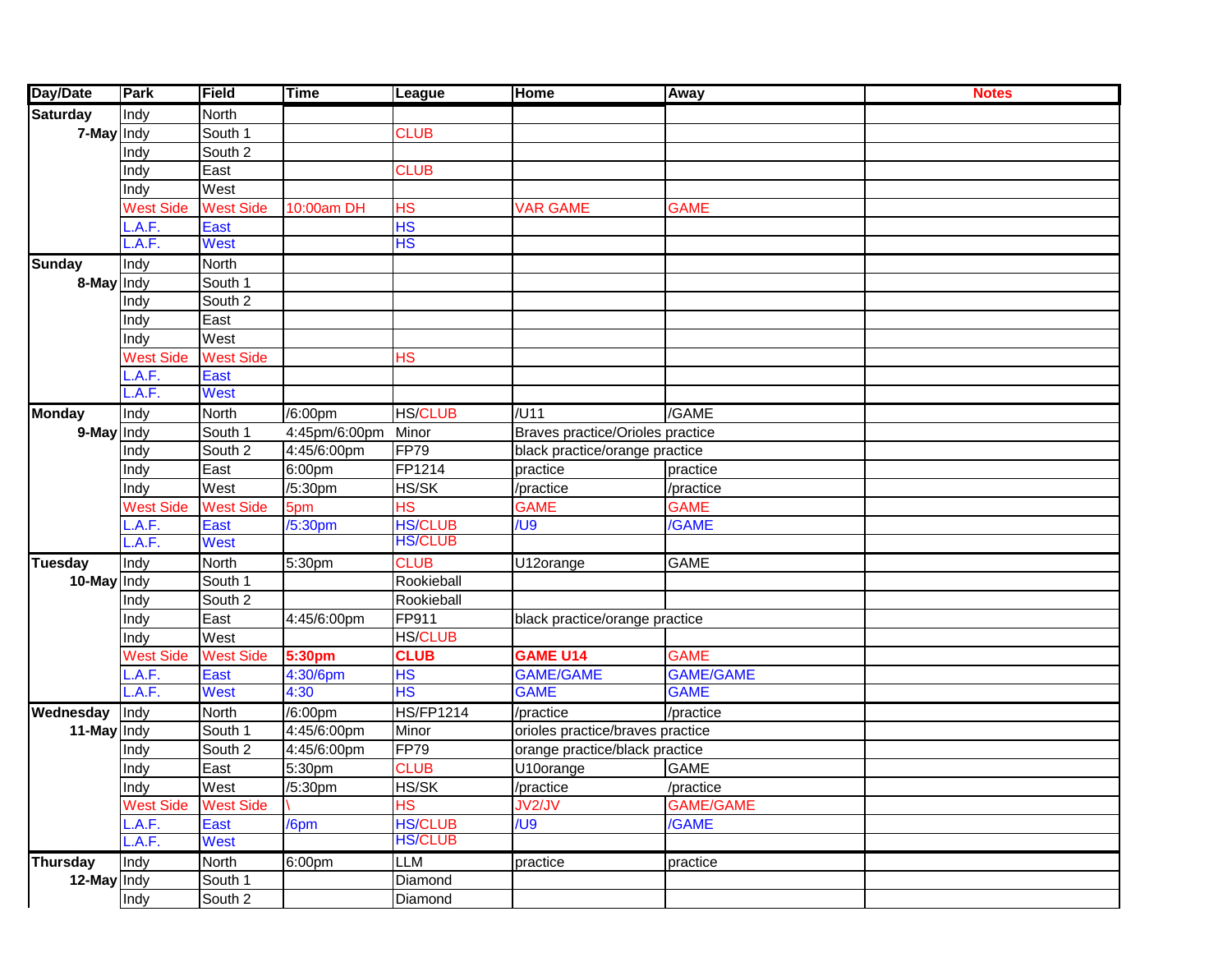| Day/Date | Park | Field | Time | League | Home | Away | Notes |
|---|---|---|---|---|---|---|---|
| Saturday | Indy | North | | | | | |
| 7-May | Indy | South 1 | | CLUB | | | |
| | Indy | South 2 | | | | | |
| | Indy | East | | CLUB | | | |
| | Indy | West | | | | | |
| | West Side | West Side | 10:00am DH | HS | VAR GAME | GAME | |
| | L.A.F. | East | | HS | | | |
| | L.A.F. | West | | HS | | | |
| Sunday | Indy | North | | | | | |
| 8-May | Indy | South 1 | | | | | |
| | Indy | South 2 | | | | | |
| | Indy | East | | | | | |
| | Indy | West | | | | | |
| | West Side | West Side | | HS | | | |
| | L.A.F. | East | | | | | |
| | L.A.F. | West | | | | | |
| Monday | Indy | North | /6:00pm | HS/CLUB | /U11 | /GAME | |
| 9-May | Indy | South 1 | 4:45pm/6:00pm | Minor | Braves practice/Orioles practice | | |
| | Indy | South 2 | 4:45/6:00pm | FP79 | black practice/orange practice | | |
| | Indy | East | 6:00pm | FP1214 | practice | practice | |
| | Indy | West | /5:30pm | HS/SK | /practice | /practice | |
| | West Side | West Side | 5pm | HS | GAME | GAME | |
| | L.A.F. | East | /5:30pm | HS/CLUB | /U9 | /GAME | |
| | L.A.F. | West | | HS/CLUB | | | |
| Tuesday | Indy | North | 5:30pm | CLUB | U12orange | GAME | |
| 10-May | Indy | South 1 | | Rookieball | | | |
| | Indy | South 2 | | Rookieball | | | |
| | Indy | East | 4:45/6:00pm | FP911 | black practice/orange practice | | |
| | Indy | West | | HS/CLUB | | | |
| | West Side | West Side | **5:30pm** | **CLUB** | **GAME U14** | GAME | |
| | L.A.F. | East | 4:30/6pm | HS | GAME/GAME | GAME/GAME | |
| | L.A.F. | West | 4:30 | HS | GAME | GAME | |
| Wednesday | Indy | North | /6:00pm | HS/FP1214 | /practice | /practice | |
| 11-May | Indy | South 1 | 4:45/6:00pm | Minor | orioles practice/braves practice | | |
| | Indy | South 2 | 4:45/6:00pm | FP79 | orange practice/black practice | | |
| | Indy | East | 5:30pm | CLUB | U10orange | GAME | |
| | Indy | West | /5:30pm | HS/SK | /practice | /practice | |
| | West Side | West Side | \ | HS | JV2/JV | GAME/GAME | |
| | L.A.F. | East | /6pm | HS/CLUB | /U9 | /GAME | |
| | L.A.F. | West | | HS/CLUB | | | |
| Thursday | Indy | North | 6:00pm | LLM | practice | practice | |
| 12-May | Indy | South 1 | | Diamond | | | |
| | Indy | South 2 | | Diamond | | | |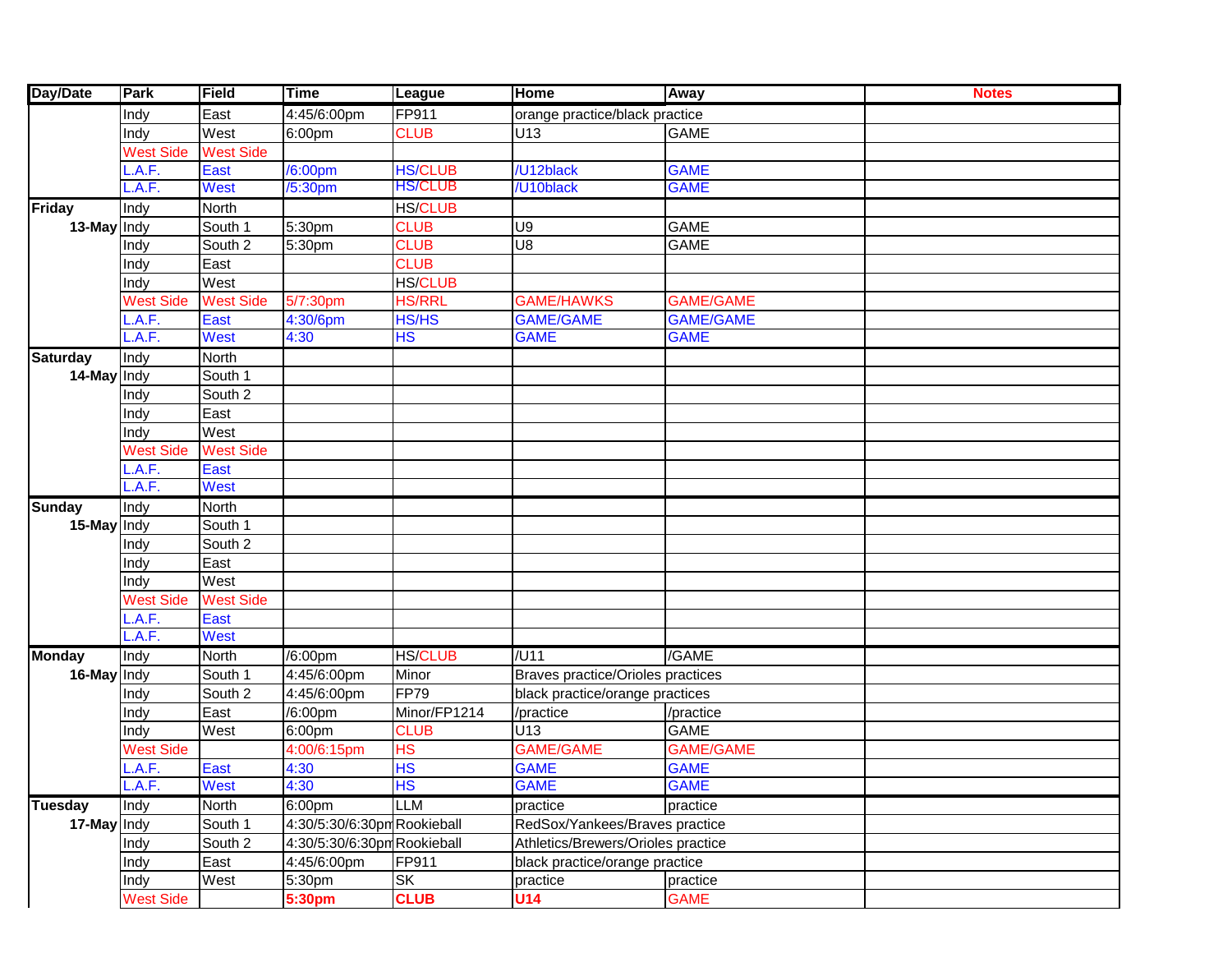| Day/Date | Park | Field | Time | League | Home | Away | Notes |
|---|---|---|---|---|---|---|---|
| | Indy | East | 4:45/6:00pm | FP911 | orange practice/black practice | | |
| | Indy | West | 6:00pm | CLUB | U13 | GAME | |
| | West Side | West Side | | | | | |
| | L.A.F. | East | /6:00pm | HS/CLUB | /U12black | GAME | |
| | L.A.F. | West | /5:30pm | HS/CLUB | /U10black | GAME | |
| Friday | Indy | North | | HS/CLUB | | | |
| 13-May | Indy | South 1 | 5:30pm | CLUB | U9 | GAME | |
| | Indy | South 2 | 5:30pm | CLUB | U8 | GAME | |
| | Indy | East | | CLUB | | | |
| | Indy | West | | HS/CLUB | | | |
| | West Side | West Side | 5/7:30pm | HS/RRL | GAME/HAWKS | GAME/GAME | |
| | L.A.F. | East | 4:30/6pm | HS/HS | GAME/GAME | GAME/GAME | |
| | L.A.F. | West | 4:30 | HS | GAME | GAME | |
| Saturday | Indy | North | | | | | |
| 14-May | Indy | South 1 | | | | | |
| | Indy | South 2 | | | | | |
| | Indy | East | | | | | |
| | Indy | West | | | | | |
| | West Side | West Side | | | | | |
| | L.A.F. | East | | | | | |
| | L.A.F. | West | | | | | |
| Sunday | Indy | North | | | | | |
| 15-May | Indy | South 1 | | | | | |
| | Indy | South 2 | | | | | |
| | Indy | East | | | | | |
| | Indy | West | | | | | |
| | West Side | West Side | | | | | |
| | L.A.F. | East | | | | | |
| | L.A.F. | West | | | | | |
| Monday | Indy | North | /6:00pm | HS/CLUB | /U11 | /GAME | |
| 16-May | Indy | South 1 | 4:45/6:00pm | Minor | Braves practice/Orioles practices | | |
| | Indy | South 2 | 4:45/6:00pm | FP79 | black practice/orange practices | | |
| | Indy | East | /6:00pm | Minor/FP1214 | /practice | /practice | |
| | Indy | West | 6:00pm | CLUB | U13 | GAME | |
| | West Side | | 4:00/6:15pm | HS | GAME/GAME | GAME/GAME | |
| | L.A.F. | East | 4:30 | HS | GAME | GAME | |
| | L.A.F. | West | 4:30 | HS | GAME | GAME | |
| Tuesday | Indy | North | 6:00pm | LLM | practice | practice | |
| 17-May | Indy | South 1 | 4:30/5:30/6:30pm | Rookieball | RedSox/Yankees/Braves practice | | |
| | Indy | South 2 | 4:30/5:30/6:30pm | Rookieball | Athletics/Brewers/Orioles practice | | |
| | Indy | East | 4:45/6:00pm | FP911 | black practice/orange practice | | |
| | Indy | West | 5:30pm | SK | practice | practice | |
| | West Side | | **5:30pm** | **CLUB** | **U14** | GAME | |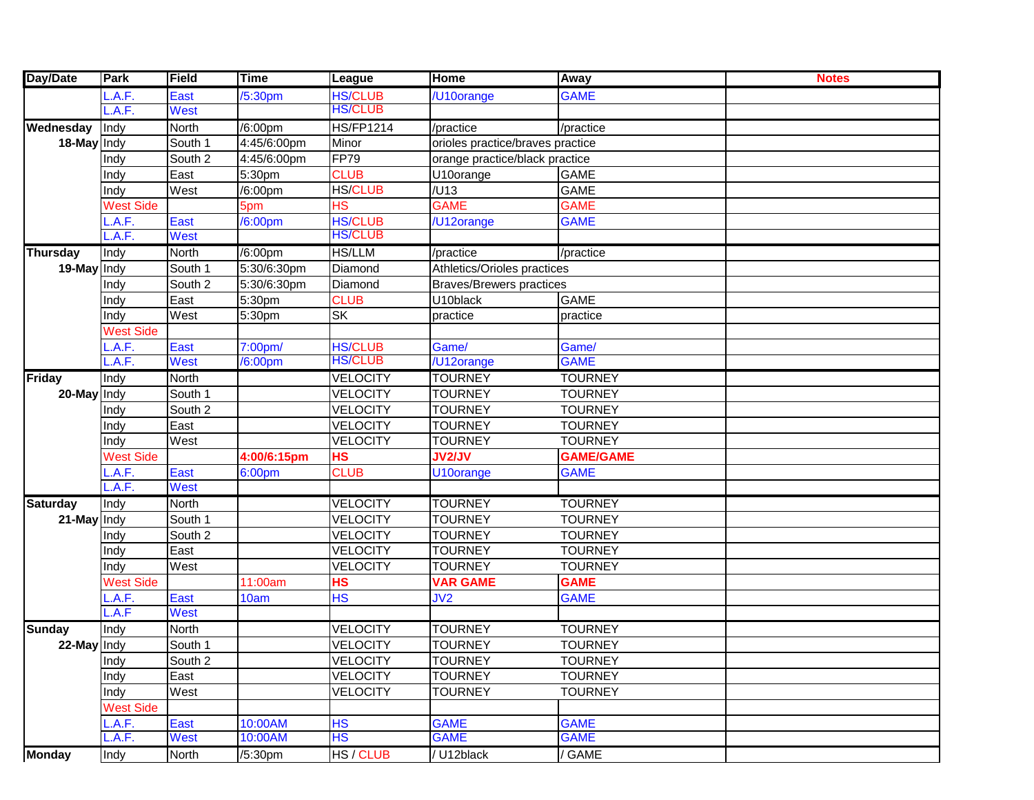| Day/Date | Park | Field | Time | League | Home | Away | Notes |
|---|---|---|---|---|---|---|---|
| | L.A.F. | East | /5:30pm | HS/CLUB | /U10orange | GAME | |
| | L.A.F. | West | | HS/CLUB | | | |
| Wednesday | Indy | North | /6:00pm | HS/FP1214 | /practice | /practice | |
| 18-May | Indy | South 1 | 4:45/6:00pm | Minor | orioles practice/braves practice | | |
| | Indy | South 2 | 4:45/6:00pm | FP79 | orange practice/black practice | | |
| | Indy | East | 5:30pm | CLUB | U10orange | GAME | |
| | Indy | West | /6:00pm | HS/CLUB | /U13 | GAME | |
| | West Side | | 5pm | HS | GAME | GAME | |
| | L.A.F. | East | /6:00pm | HS/CLUB | /U12orange | GAME | |
| | L.A.F. | West | | HS/CLUB | | | |
| Thursday | Indy | North | /6:00pm | HS/LLM | /practice | /practice | |
| 19-May | Indy | South 1 | 5:30/6:30pm | Diamond | Athletics/Orioles practices | | |
| | Indy | South 2 | 5:30/6:30pm | Diamond | Braves/Brewers practices | | |
| | Indy | East | 5:30pm | CLUB | U10black | GAME | |
| | Indy | West | 5:30pm | SK | practice | practice | |
| | West Side | | | | | | |
| | L.A.F. | East | 7:00pm/ | HS/CLUB | Game/ | Game/ | |
| | L.A.F. | West | /6:00pm | HS/CLUB | /U12orange | GAME | |
| Friday | Indy | North | | VELOCITY | TOURNEY | TOURNEY | |
| 20-May | Indy | South 1 | | VELOCITY | TOURNEY | TOURNEY | |
| | Indy | South 2 | | VELOCITY | TOURNEY | TOURNEY | |
| | Indy | East | | VELOCITY | TOURNEY | TOURNEY | |
| | Indy | West | | VELOCITY | TOURNEY | TOURNEY | |
| | West Side | | **4:00/6:15pm** | **HS** | **JV2/JV** | **GAME/GAME** | |
| | L.A.F. | East | 6:00pm | CLUB | U10orange | GAME | |
| | L.A.F. | West | | | | | |
| Saturday | Indy | North | | VELOCITY | TOURNEY | TOURNEY | |
| 21-May | Indy | South 1 | | VELOCITY | TOURNEY | TOURNEY | |
| | Indy | South 2 | | VELOCITY | TOURNEY | TOURNEY | |
| | Indy | East | | VELOCITY | TOURNEY | TOURNEY | |
| | Indy | West | | VELOCITY | TOURNEY | TOURNEY | |
| | West Side | | 11:00am | **HS** | **VAR GAME** | **GAME** | |
| | L.A.F. | East | 10am | HS | JV2 | GAME | |
| | L.A.F | West | | | | | |
| Sunday | Indy | North | | VELOCITY | TOURNEY | TOURNEY | |
| 22-May | Indy | South 1 | | VELOCITY | TOURNEY | TOURNEY | |
| | Indy | South 2 | | VELOCITY | TOURNEY | TOURNEY | |
| | Indy | East | | VELOCITY | TOURNEY | TOURNEY | |
| | Indy | West | | VELOCITY | TOURNEY | TOURNEY | |
| | West Side | | | | | | |
| | L.A.F. | East | 10:00AM | HS | GAME | GAME | |
| | L.A.F. | West | 10:00AM | HS | GAME | GAME | |
| Monday | Indy | North | /5:30pm | HS / CLUB | / U12black | / GAME | |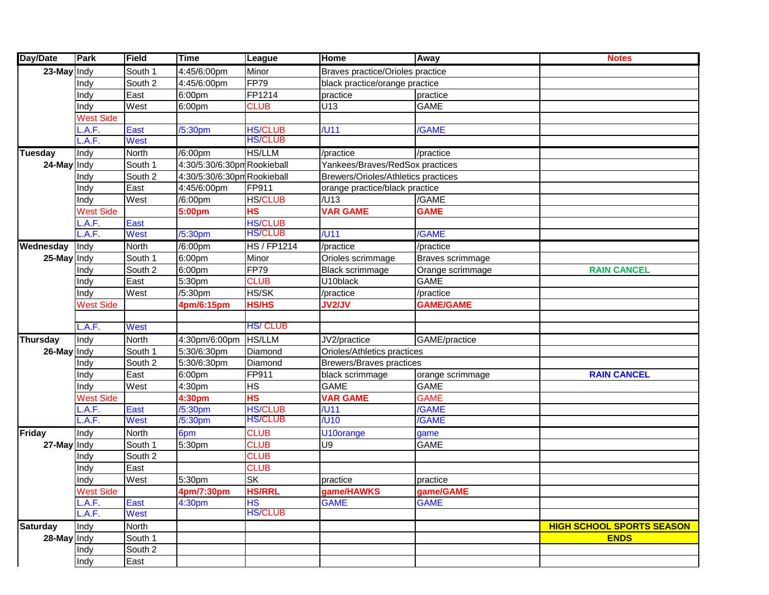| Day/Date | Park | Field | Time | League | Home | Away | Notes |
|---|---|---|---|---|---|---|---|
| 23-May | Indy | South 1 | 4:45/6:00pm | Minor | Braves practice/Orioles practice | | |
| | Indy | South 2 | 4:45/6:00pm | FP79 | black practice/orange practice | | |
| | Indy | East | 6:00pm | FP1214 | practice | practice | |
| | Indy | West | 6:00pm | CLUB | U13 | GAME | |
| | West Side | | | | | | |
| | L.A.F. | East | /5:30pm | HS/CLUB | /U11 | /GAME | |
| | L.A.F. | West | | HS/CLUB | | | |
| Tuesday | Indy | North | /6:00pm | HS/LLM | /practice | /practice | |
| 24-May | Indy | South 1 | 4:30/5:30/6:30pm | Rookieball | Yankees/Braves/RedSox practices | | |
| | Indy | South 2 | 4:30/5:30/6:30pm | Rookieball | Brewers/Orioles/Athletics practices | | |
| | Indy | East | 4:45/6:00pm | FP911 | orange practice/black practice | | |
| | Indy | West | /6:00pm | HS/CLUB | /U13 | /GAME | |
| | West Side | | **5:00pm** | **HS** | **VAR GAME** | **GAME** | |
| | L.A.F. | East | | HS/CLUB | | | |
| | L.A.F. | West | /5:30pm | HS/CLUB | /U11 | /GAME | |
| Wednesday | Indy | North | /6:00pm | HS / FP1214 | /practice | /practice | |
| 25-May | Indy | South 1 | 6:00pm | Minor | Orioles scrimmage | Braves scrimmage | |
| | Indy | South 2 | 6:00pm | FP79 | Black scrimmage | Orange scrimmage | **RAIN CANCEL** |
| | Indy | East | 5:30pm | CLUB | U10black | GAME | |
| | Indy | West | /5:30pm | HS/SK | /practice | /practice | |
| | West Side | | **4pm/6:15pm** | **HS/HS** | **JV2/JV** | **GAME/GAME** | |
| | | | | | | | |
| | L.A.F. | West | | HS/ CLUB | | | |
| Thursday | Indy | North | 4:30pm/6:00pm | HS/LLM | JV2/practice | GAME/practice | |
| 26-May | Indy | South 1 | 5:30/6:30pm | Diamond | Orioles/Athletics practices | | |
| | Indy | South 2 | 5:30/6:30pm | Diamond | Brewers/Braves practices | | |
| | Indy | East | 6:00pm | FP911 | black scrimmage | orange scrimmage | **RAIN CANCEL** |
| | Indy | West | 4:30pm | HS | GAME | GAME | |
| | West Side | | **4:30pm** | **HS** | **VAR GAME** | GAME | |
| | L.A.F. | East | /5:30pm | HS/CLUB | /U11 | /GAME | |
| | L.A.F. | West | /5:30pm | HS/CLUB | /U10 | /GAME | |
| Friday | Indy | North | 6pm | CLUB | U10orange | game | |
| 27-May | Indy | South 1 | 5:30pm | CLUB | U9 | GAME | |
| | Indy | South 2 | | CLUB | | | |
| | Indy | East | | CLUB | | | |
| | Indy | West | 5:30pm | SK | practice | practice | |
| | West Side | | **4pm/7:30pm** | **HS/RRL** | **game/HAWKS** | **game/GAME** | |
| | L.A.F. | East | 4:30pm | HS | GAME | GAME | |
| | L.A.F. | West | | HS/CLUB | | | |
| Saturday | Indy | North | | | | | **HIGH SCHOOL SPORTS SEASON** |
| 28-May | Indy | South 1 | | | | | **ENDS** |
| | Indy | South 2 | | | | | |
| | Indy | East | | | | | |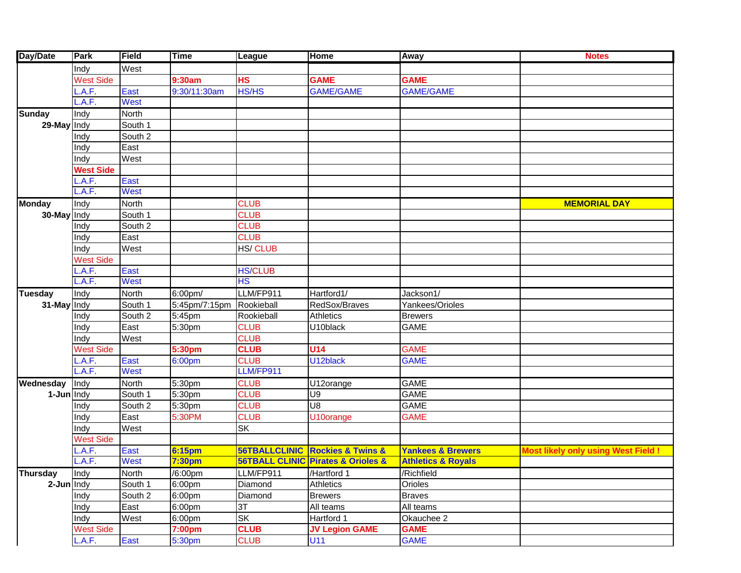| Day/Date | Park | Field | Time | League | Home | Away | Notes |
|---|---|---|---|---|---|---|---|
| | Indy | West | | | | | |
| | West Side | | **9:30am** | **HS** | **GAME** | **GAME** | |
| | L.A.F. | East | 9:30/11:30am | HS/HS | GAME/GAME | GAME/GAME | |
| | L.A.F. | West | | | | | |
| **Sunday** | Indy | North | | | | | |
| **29-May** | Indy | South 1 | | | | | |
| | Indy | South 2 | | | | | |
| | Indy | East | | | | | |
| | Indy | West | | | | | |
| | **West Side** | | | | | | |
| | L.A.F. | East | | | | | |
| | L.A.F. | West | | | | | |
| **Monday** | Indy | North | | CLUB | | | **MEMORIAL DAY** |
| **30-May** | Indy | South 1 | | CLUB | | | |
| | Indy | South 2 | | CLUB | | | |
| | Indy | East | | CLUB | | | |
| | Indy | West | | HS/ CLUB | | | |
| | West Side | | | | | | |
| | L.A.F. | East | | HS/CLUB | | | |
| | L.A.F. | West | | HS | | | |
| **Tuesday** | Indy | North | 6:00pm/ | LLM/FP911 | Hartford1/ | Jackson1/ | |
| **31-May** | Indy | South 1 | 5:45pm/7:15pm | Rookieball | RedSox/Braves | Yankees/Orioles | |
| | Indy | South 2 | 5:45pm | Rookieball | Athletics | Brewers | |
| | Indy | East | 5:30pm | CLUB | U10black | GAME | |
| | Indy | West | | CLUB | | | |
| | West Side | | **5:30pm** | **CLUB** | **U14** | GAME | |
| | L.A.F. | East | 6:00pm | CLUB | U12black | GAME | |
| | L.A.F. | West | | LLM/FP911 | | | |
| **Wednesday** | Indy | North | 5:30pm | CLUB | U12orange | GAME | |
| **1-Jun** | Indy | South 1 | 5:30pm | CLUB | U9 | GAME | |
| | Indy | South 2 | 5:30pm | CLUB | U8 | GAME | |
| | Indy | East | 5:30PM | CLUB | U10orange | GAME | |
| | Indy | West | | SK | | | |
| | West Side | | | | | | |
| | L.A.F. | East | **6:15pm** | **56TBALLCLINIC** | **Rockies & Twins &** | **Yankees & Brewers** | **Most likely only using West Field !** |
| | L.A.F. | West | **7:30pm** | **56TBALL CLINIC** | **Pirates & Orioles &** | **Athletics & Royals** | |
| **Thursday** | Indy | North | /6:00pm | LLM/FP911 | /Hartford 1 | /Richfield | |
| **2-Jun** | Indy | South 1 | 6:00pm | Diamond | Athletics | Orioles | |
| | Indy | South 2 | 6:00pm | Diamond | Brewers | Braves | |
| | Indy | East | 6:00pm | 3T | All teams | All teams | |
| | Indy | West | 6:00pm | SK | Hartford 1 | Okauchee 2 | |
| | West Side | | **7:00pm** | **CLUB** | **JV Legion GAME** | **GAME** | |
| | L.A.F. | East | 5:30pm | CLUB | U11 | GAME | |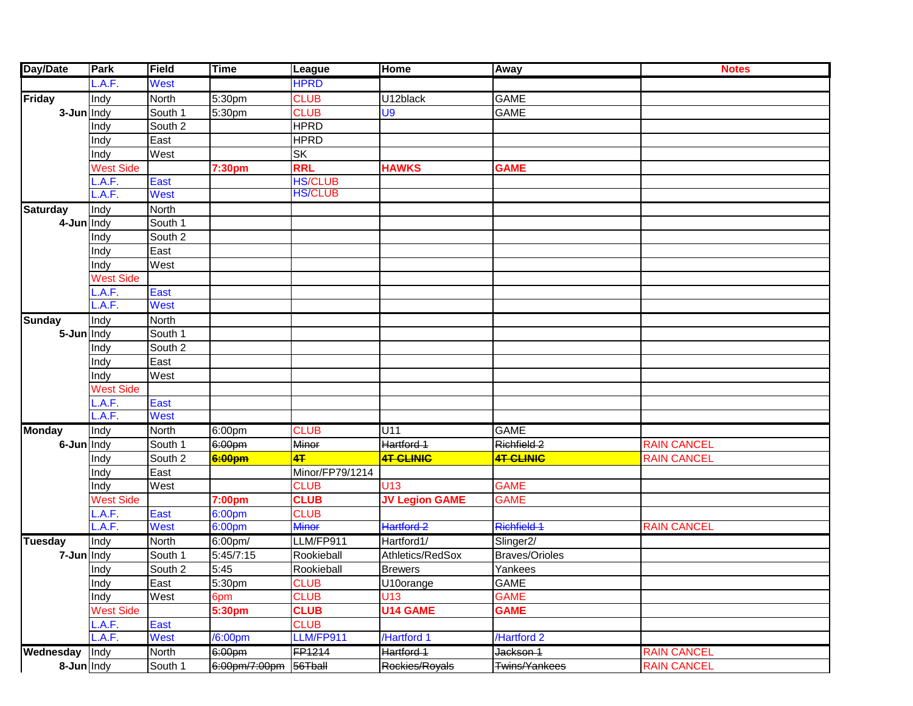| Day/Date | Park | Field | Time | League | Home | Away | Notes |
|---|---|---|---|---|---|---|---|
| | L.A.F. | West | | HPRD | | | |
| Friday | Indy | North | 5:30pm | CLUB | U12black | GAME | |
| 3-Jun | Indy | South 1 | 5:30pm | CLUB | U9 | GAME | |
| | Indy | South 2 | | HPRD | | | |
| | Indy | East | | HPRD | | | |
| | Indy | West | | SK | | | |
| | West Side | | **7:30pm** | **RRL** | **HAWKS** | **GAME** | |
| | L.A.F. | East | | HS/CLUB | | | |
| | L.A.F. | West | | HS/CLUB | | | |
| Saturday | Indy | North | | | | | |
| 4-Jun | Indy | South 1 | | | | | |
| | Indy | South 2 | | | | | |
| | Indy | East | | | | | |
| | Indy | West | | | | | |
| | West Side | | | | | | |
| | L.A.F. | East | | | | | |
| | L.A.F. | West | | | | | |
| Sunday | Indy | North | | | | | |
| 5-Jun | Indy | South 1 | | | | | |
| | Indy | South 2 | | | | | |
| | Indy | East | | | | | |
| | Indy | West | | | | | |
| | West Side | | | | | | |
| | L.A.F. | East | | | | | |
| | L.A.F. | West | | | | | |
| Monday | Indy | North | 6:00pm | CLUB | U11 | GAME | |
| 6-Jun | Indy | South 1 | ~~6:00pm~~ | ~~Minor~~ | ~~Hartford 1~~ | ~~Richfield 2~~ | RAIN CANCEL |
| | Indy | South 2 | ~~**6:00pm**~~ | ~~**4T**~~ | ~~**4T CLINIC**~~ | ~~**4T CLINIC**~~ | RAIN CANCEL |
| | Indy | East | | Minor/FP79/1214 | | | |
| | Indy | West | | CLUB | U13 | GAME | |
| | West Side | | **7:00pm** | **CLUB** | **JV Legion GAME** | **GAME** | |
| | L.A.F. | East | 6:00pm | CLUB | | | |
| | L.A.F. | West | 6:00pm | ~~Minor~~ | ~~Hartford 2~~ | ~~Richfield 1~~ | RAIN CANCEL |
| Tuesday | Indy | North | 6:00pm/ | LLM/FP911 | Hartford1/ | Slinger2/ | |
| 7-Jun | Indy | South 1 | 5:45/7:15 | Rookieball | Athletics/RedSox | Braves/Orioles | |
| | Indy | South 2 | 5:45 | Rookieball | Brewers | Yankees | |
| | Indy | East | 5:30pm | CLUB | U10orange | GAME | |
| | Indy | West | 6pm | CLUB | U13 | GAME | |
| | West Side | | **5:30pm** | **CLUB** | **U14 GAME** | **GAME** | |
| | L.A.F. | East | | CLUB | | | |
| | L.A.F. | West | /6:00pm | LLM/FP911 | /Hartford 1 | /Hartford 2 | |
| Wednesday | Indy | North | ~~6:00pm~~ | ~~FP1214~~ | ~~Hartford 1~~ | ~~Jackson 1~~ | RAIN CANCEL |
| 8-Jun | Indy | South 1 | ~~6:00pm/7:00pm~~ | ~~56Tball~~ | ~~Rockies/Royals~~ | ~~Twins/Yankees~~ | RAIN CANCEL |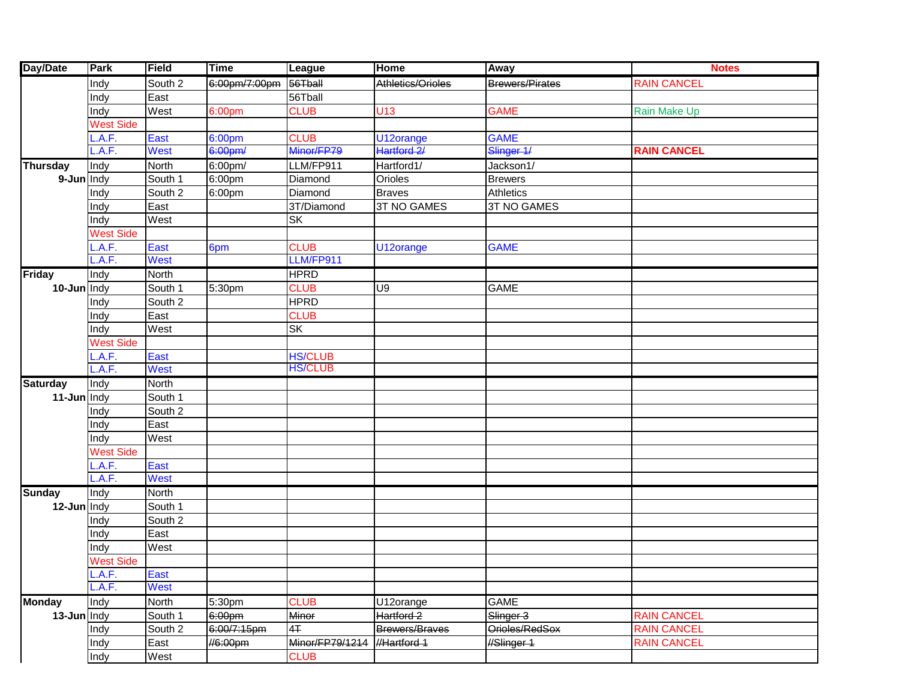| Day/Date | Park | Field | Time | League | Home | Away | Notes |
|---|---|---|---|---|---|---|---|
| | Indy | South 2 | ~~6:00pm/7:00pm~~ | ~~56Tball~~ | ~~Athletics/Orioles~~ | ~~Brewers/Pirates~~ | RAIN CANCEL |
| | Indy | East | | 56Tball | | | |
| | Indy | West | 6:00pm | CLUB | U13 | GAME | Rain Make Up |
| | West Side | | | | | | |
| | L.A.F. | East | 6:00pm | CLUB | U12orange | GAME | |
| | L.A.F. | West | ~~6:00pm/~~ | ~~Minor/FP79~~ | ~~Hartford 2/~~ | ~~Slinger 1/~~ | **RAIN CANCEL** |
| **Thursday** | Indy | North | 6:00pm/ | LLM/FP911 | Hartford1/ | Jackson1/ | |
| **9-Jun** | Indy | South 1 | 6:00pm | Diamond | Orioles | Brewers | |
| | Indy | South 2 | 6:00pm | Diamond | Braves | Athletics | |
| | Indy | East | | 3T/Diamond | 3T NO GAMES | 3T NO GAMES | |
| | Indy | West | | SK | | | |
| | West Side | | | | | | |
| | L.A.F. | East | 6pm | CLUB | U12orange | GAME | |
| | L.A.F. | West | | LLM/FP911 | | | |
| **Friday** | Indy | North | | HPRD | | | |
| **10-Jun** | Indy | South 1 | 5:30pm | CLUB | U9 | GAME | |
| | Indy | South 2 | | HPRD | | | |
| | Indy | East | | CLUB | | | |
| | Indy | West | | SK | | | |
| | West Side | | | | | | |
| | L.A.F. | East | | HS/CLUB | | | |
| | L.A.F. | West | | HS/CLUB | | | |
| **Saturday** | Indy | North | | | | | |
| **11-Jun** | Indy | South 1 | | | | | |
| | Indy | South 2 | | | | | |
| | Indy | East | | | | | |
| | Indy | West | | | | | |
| | West Side | | | | | | |
| | L.A.F. | East | | | | | |
| | L.A.F. | West | | | | | |
| **Sunday** | Indy | North | | | | | |
| **12-Jun** | Indy | South 1 | | | | | |
| | Indy | South 2 | | | | | |
| | Indy | East | | | | | |
| | Indy | West | | | | | |
| | West Side | | | | | | |
| | L.A.F. | East | | | | | |
| | L.A.F. | West | | | | | |
| **Monday** | Indy | North | 5:30pm | CLUB | U12orange | GAME | |
| **13-Jun** | Indy | South 1 | ~~6:00pm~~ | ~~Minor~~ | ~~Hartford 2~~ | ~~Slinger 3~~ | RAIN CANCEL |
| | Indy | South 2 | ~~6:00/7:15pm~~ | ~~4T~~ | ~~Brewers/Braves~~ | ~~Orioles/RedSox~~ | RAIN CANCEL |
| | Indy | East | ~~//6:00pm~~ | ~~Minor/FP79/1214~~ | ~~//Hartford 1~~ | ~~//Slinger 1~~ | RAIN CANCEL |
| | Indy | West | | CLUB | | | |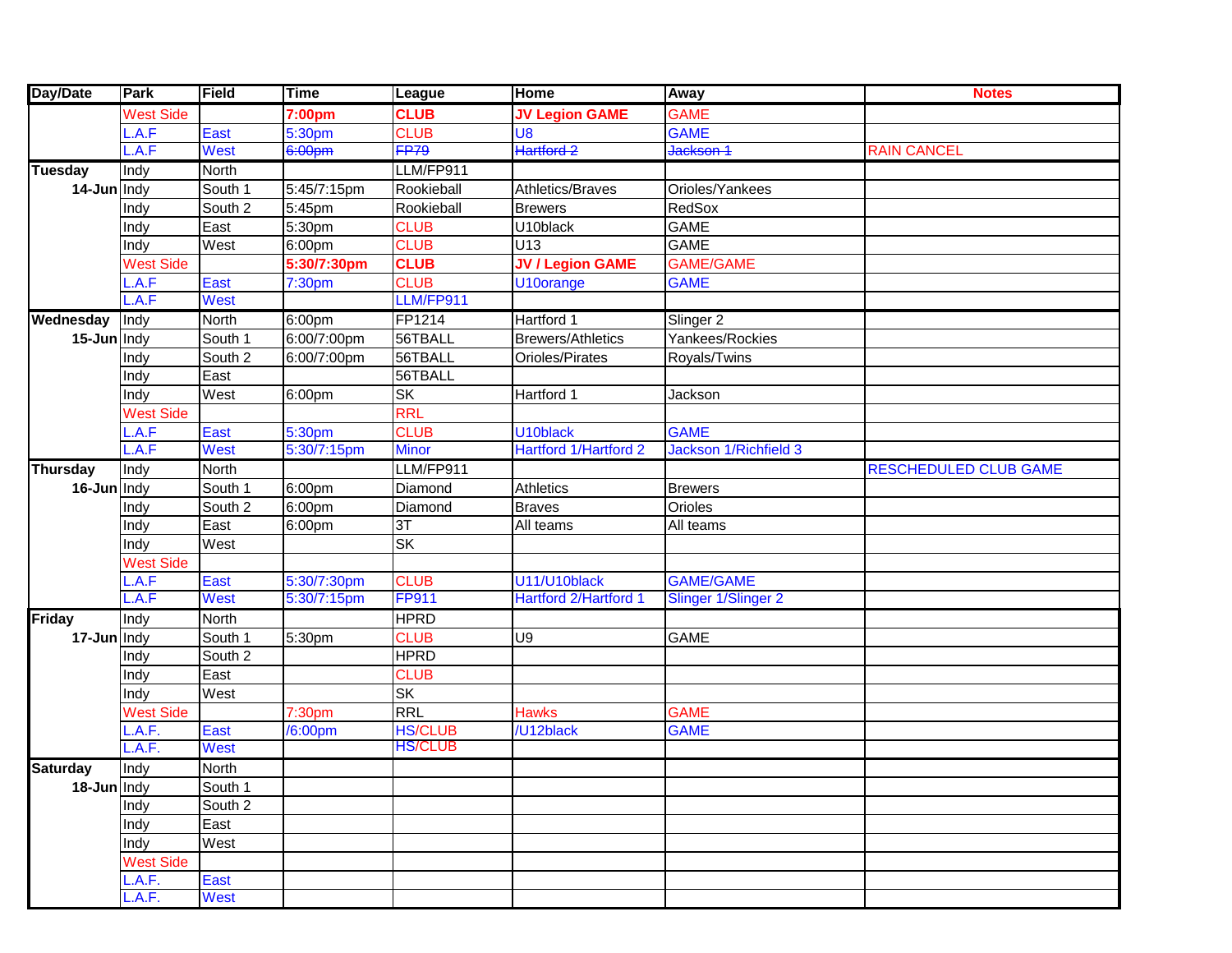| Day/Date | Park | Field | Time | League | Home | Away | Notes |
|---|---|---|---|---|---|---|---|
| | West Side | | **7:00pm** | **CLUB** | **JV Legion GAME** | GAME | |
| | L.A.F | East | 5:30pm | CLUB | U8 | GAME | |
| | L.A.F | West | ~~6:00pm~~ | ~~FP79~~ | ~~Hartford 2~~ | ~~Jackson 1~~ | RAIN CANCEL |
| **Tuesday** | Indy | North | | LLM/FP911 | | | |
| **14-Jun** | Indy | South 1 | 5:45/7:15pm | Rookieball | Athletics/Braves | Orioles/Yankees | |
| | Indy | South 2 | 5:45pm | Rookieball | Brewers | RedSox | |
| | Indy | East | 5:30pm | CLUB | U10black | GAME | |
| | Indy | West | 6:00pm | CLUB | U13 | GAME | |
| | West Side | | **5:30/7:30pm** | **CLUB** | **JV / Legion GAME** | GAME/GAME | |
| | L.A.F | East | 7:30pm | CLUB | U10orange | GAME | |
| | L.A.F | West | | LLM/FP911 | | | |
| **Wednesday** | Indy | North | 6:00pm | FP1214 | Hartford 1 | Slinger 2 | |
| **15-Jun** | Indy | South 1 | 6:00/7:00pm | 56TBALL | Brewers/Athletics | Yankees/Rockies | |
| | Indy | South 2 | 6:00/7:00pm | 56TBALL | Orioles/Pirates | Royals/Twins | |
| | Indy | East | | 56TBALL | | | |
| | Indy | West | 6:00pm | SK | Hartford 1 | Jackson | |
| | West Side | | | RRL | | | |
| | L.A.F | East | 5:30pm | CLUB | U10black | GAME | |
| | L.A.F | West | 5:30/7:15pm | Minor | Hartford 1/Hartford 2 | Jackson 1/Richfield 3 | |
| **Thursday** | Indy | North | | LLM/FP911 | | | RESCHEDULED CLUB GAME |
| **16-Jun** | Indy | South 1 | 6:00pm | Diamond | Athletics | Brewers | |
| | Indy | South 2 | 6:00pm | Diamond | Braves | Orioles | |
| | Indy | East | 6:00pm | 3T | All teams | All teams | |
| | Indy | West | | SK | | | |
| | West Side | | | | | | |
| | L.A.F | East | 5:30/7:30pm | CLUB | U11/U10black | GAME/GAME | |
| | L.A.F | West | 5:30/7:15pm | FP911 | Hartford 2/Hartford 1 | Slinger 1/Slinger 2 | |
| **Friday** | Indy | North | | HPRD | | | |
| **17-Jun** | Indy | South 1 | 5:30pm | CLUB | U9 | GAME | |
| | Indy | South 2 | | HPRD | | | |
| | Indy | East | | CLUB | | | |
| | Indy | West | | SK | | | |
| | West Side | | 7:30pm | RRL | Hawks | GAME | |
| | L.A.F. | East | /6:00pm | HS/CLUB | /U12black | GAME | |
| | L.A.F. | West | | HS/CLUB | | | |
| **Saturday** | Indy | North | | | | | |
| **18-Jun** | Indy | South 1 | | | | | |
| | Indy | South 2 | | | | | |
| | Indy | East | | | | | |
| | Indy | West | | | | | |
| | West Side | | | | | | |
| | L.A.F. | East | | | | | |
| | L.A.F. | West | | | | | |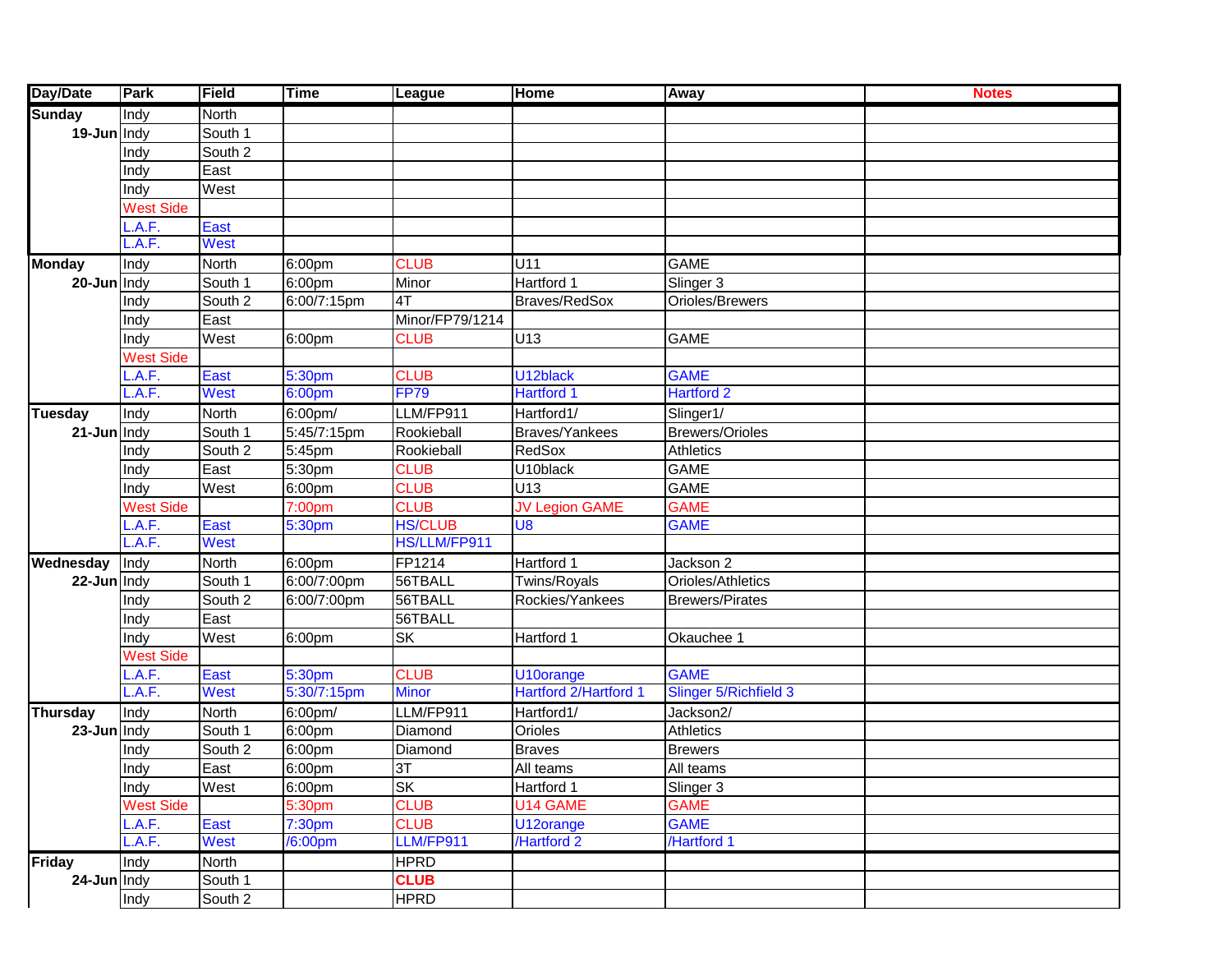| Day/Date | Park | Field | Time | League | Home | Away | Notes |
|---|---|---|---|---|---|---|---|
| **Sunday** | Indy | North | | | | | |
| **19-Jun** | Indy | South 1 | | | | | |
| | Indy | South 2 | | | | | |
| | Indy | East | | | | | |
| | Indy | West | | | | | |
| | West Side | | | | | | |
| | L.A.F. | East | | | | | |
| | L.A.F. | West | | | | | |
| **Monday** | Indy | North | 6:00pm | CLUB | U11 | GAME | |
| **20-Jun** | Indy | South 1 | 6:00pm | Minor | Hartford 1 | Slinger 3 | |
| | Indy | South 2 | 6:00/7:15pm | 4T | Braves/RedSox | Orioles/Brewers | |
| | Indy | East | | Minor/FP79/1214 | | | |
| | Indy | West | 6:00pm | CLUB | U13 | GAME | |
| | West Side | | | | | | |
| | L.A.F. | East | 5:30pm | CLUB | U12black | GAME | |
| | L.A.F. | West | 6:00pm | FP79 | Hartford 1 | Hartford 2 | |
| **Tuesday** | Indy | North | 6:00pm/ | LLM/FP911 | Hartford1/ | Slinger1/ | |
| **21-Jun** | Indy | South 1 | 5:45/7:15pm | Rookieball | Braves/Yankees | Brewers/Orioles | |
| | Indy | South 2 | 5:45pm | Rookieball | RedSox | Athletics | |
| | Indy | East | 5:30pm | CLUB | U10black | GAME | |
| | Indy | West | 6:00pm | CLUB | U13 | GAME | |
| | West Side | | 7:00pm | CLUB | JV Legion GAME | GAME | |
| | L.A.F. | East | 5:30pm | HS/CLUB | U8 | GAME | |
| | L.A.F. | West | | HS/LLM/FP911 | | | |
| **Wednesday** | Indy | North | 6:00pm | FP1214 | Hartford 1 | Jackson 2 | |
| **22-Jun** | Indy | South 1 | 6:00/7:00pm | 56TBALL | Twins/Royals | Orioles/Athletics | |
| | Indy | South 2 | 6:00/7:00pm | 56TBALL | Rockies/Yankees | Brewers/Pirates | |
| | Indy | East | | 56TBALL | | | |
| | Indy | West | 6:00pm | SK | Hartford 1 | Okauchee 1 | |
| | West Side | | | | | | |
| | L.A.F. | East | 5:30pm | CLUB | U10orange | GAME | |
| | L.A.F. | West | 5:30/7:15pm | Minor | Hartford 2/Hartford 1 | Slinger 5/Richfield 3 | |
| **Thursday** | Indy | North | 6:00pm/ | LLM/FP911 | Hartford1/ | Jackson2/ | |
| **23-Jun** | Indy | South 1 | 6:00pm | Diamond | Orioles | Athletics | |
| | Indy | South 2 | 6:00pm | Diamond | Braves | Brewers | |
| | Indy | East | 6:00pm | 3T | All teams | All teams | |
| | Indy | West | 6:00pm | SK | Hartford 1 | Slinger 3 | |
| | West Side | | 5:30pm | CLUB | U14 GAME | GAME | |
| | L.A.F. | East | 7:30pm | CLUB | U12orange | GAME | |
| | L.A.F. | West | /6:00pm | LLM/FP911 | /Hartford 2 | /Hartford 1 | |
| **Friday** | Indy | North | | HPRD | | | |
| **24-Jun** | Indy | South 1 | | **CLUB** | | | |
| | Indy | South 2 | | HPRD | | | |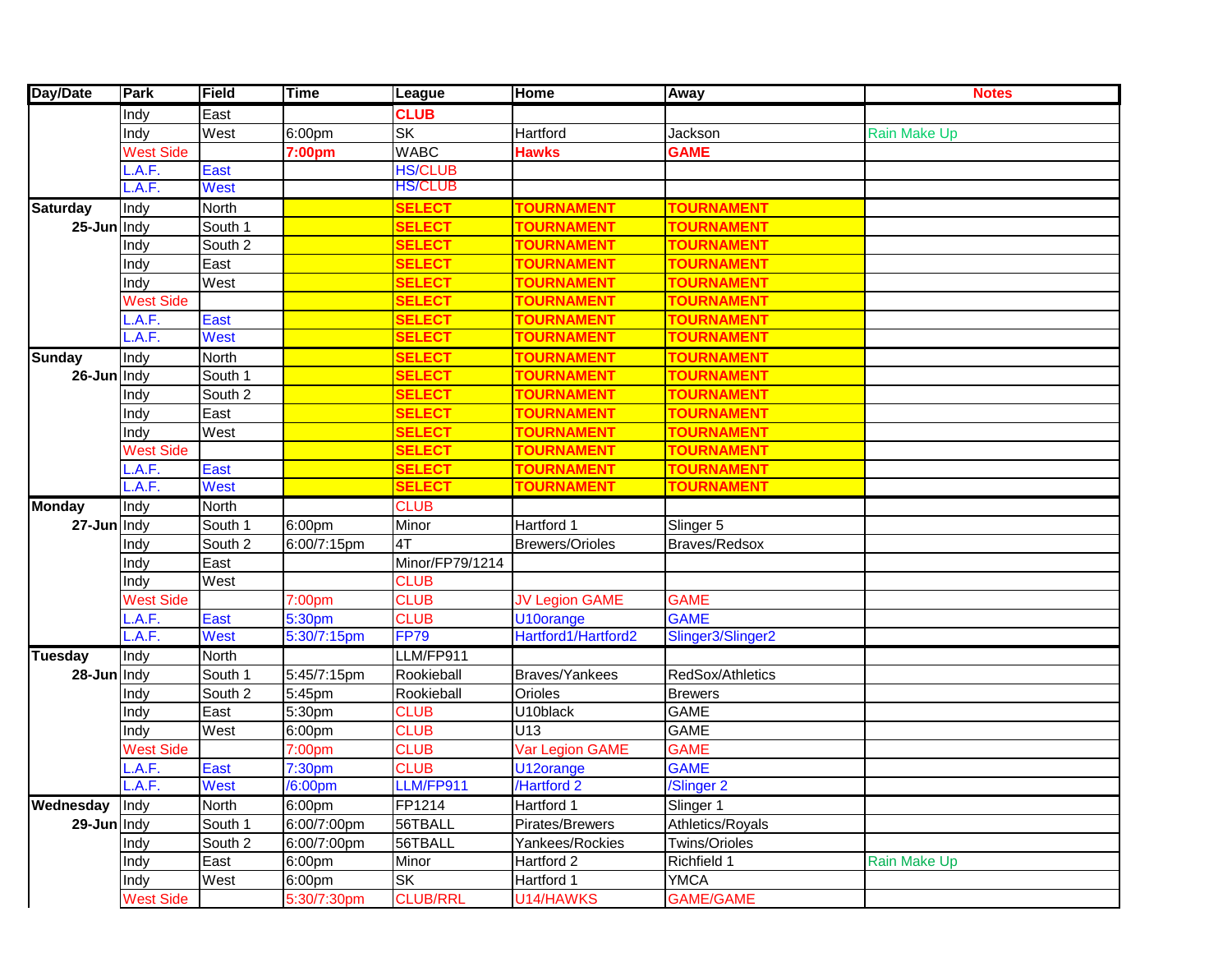| Day/Date | Park | Field | Time | League | Home | Away | Notes |
|---|---|---|---|---|---|---|---|
| | Indy | East | | CLUB | | | |
| | Indy | West | 6:00pm | SK | Hartford | Jackson | Rain Make Up |
| | West Side | | 7:00pm | WABC | Hawks | GAME | |
| | L.A.F. | East | | HS/CLUB | | | |
| | L.A.F. | West | | HS/CLUB | | | |
| Saturday | Indy | North | | SELECT | TOURNAMENT | TOURNAMENT | |
| 25-Jun | Indy | South 1 | | SELECT | TOURNAMENT | TOURNAMENT | |
| | Indy | South 2 | | SELECT | TOURNAMENT | TOURNAMENT | |
| | Indy | East | | SELECT | TOURNAMENT | TOURNAMENT | |
| | Indy | West | | SELECT | TOURNAMENT | TOURNAMENT | |
| | West Side | | | SELECT | TOURNAMENT | TOURNAMENT | |
| | L.A.F. | East | | SELECT | TOURNAMENT | TOURNAMENT | |
| | L.A.F. | West | | SELECT | TOURNAMENT | TOURNAMENT | |
| Sunday | Indy | North | | SELECT | TOURNAMENT | TOURNAMENT | |
| 26-Jun | Indy | South 1 | | SELECT | TOURNAMENT | TOURNAMENT | |
| | Indy | South 2 | | SELECT | TOURNAMENT | TOURNAMENT | |
| | Indy | East | | SELECT | TOURNAMENT | TOURNAMENT | |
| | Indy | West | | SELECT | TOURNAMENT | TOURNAMENT | |
| | West Side | | | SELECT | TOURNAMENT | TOURNAMENT | |
| | L.A.F. | East | | SELECT | TOURNAMENT | TOURNAMENT | |
| | L.A.F. | West | | SELECT | TOURNAMENT | TOURNAMENT | |
| Monday | Indy | North | | CLUB | | | |
| 27-Jun | Indy | South 1 | 6:00pm | Minor | Hartford 1 | Slinger 5 | |
| | Indy | South 2 | 6:00/7:15pm | 4T | Brewers/Orioles | Braves/Redsox | |
| | Indy | East | | Minor/FP79/1214 | | | |
| | Indy | West | | CLUB | | | |
| | West Side | | 7:00pm | CLUB | JV Legion GAME | GAME | |
| | L.A.F. | East | 5:30pm | CLUB | U10orange | GAME | |
| | L.A.F. | West | 5:30/7:15pm | FP79 | Hartford1/Hartford2 | Slinger3/Slinger2 | |
| Tuesday | Indy | North | | LLM/FP911 | | | |
| 28-Jun | Indy | South 1 | 5:45/7:15pm | Rookieball | Braves/Yankees | RedSox/Athletics | |
| | Indy | South 2 | 5:45pm | Rookieball | Orioles | Brewers | |
| | Indy | East | 5:30pm | CLUB | U10black | GAME | |
| | Indy | West | 6:00pm | CLUB | U13 | GAME | |
| | West Side | | 7:00pm | CLUB | Var Legion GAME | GAME | |
| | L.A.F. | East | 7:30pm | CLUB | U12orange | GAME | |
| | L.A.F. | West | /6:00pm | LLM/FP911 | /Hartford 2 | /Slinger 2 | |
| Wednesday | Indy | North | 6:00pm | FP1214 | Hartford 1 | Slinger 1 | |
| 29-Jun | Indy | South 1 | 6:00/7:00pm | 56TBALL | Pirates/Brewers | Athletics/Royals | |
| | Indy | South 2 | 6:00/7:00pm | 56TBALL | Yankees/Rockies | Twins/Orioles | |
| | Indy | East | 6:00pm | Minor | Hartford 2 | Richfield 1 | Rain Make Up |
| | Indy | West | 6:00pm | SK | Hartford 1 | YMCA | |
| | West Side | | 5:30/7:30pm | CLUB/RRL | U14/HAWKS | GAME/GAME | |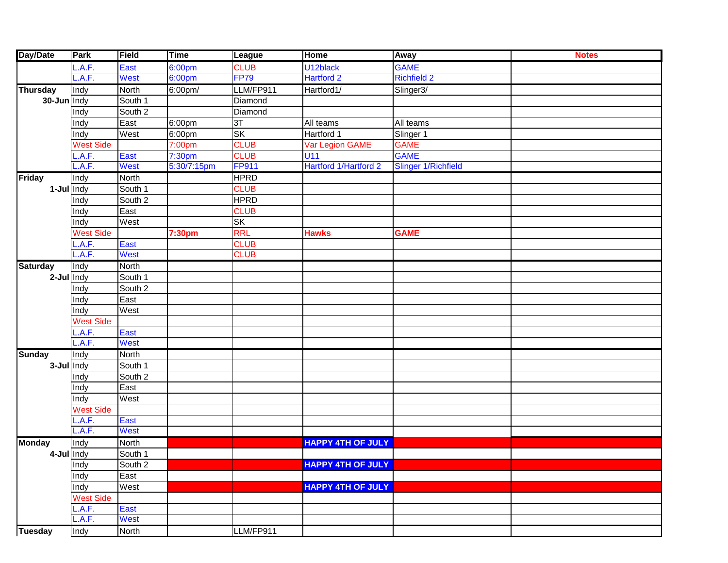| Day/Date | Park | Field | Time | League | Home | Away | Notes |
| --- | --- | --- | --- | --- | --- | --- | --- |
| | L.A.F. | East | 6:00pm | CLUB | U12black | GAME | |
| | L.A.F. | West | 6:00pm | FP79 | Hartford 2 | Richfield 2 | |
| Thursday | Indy | North | 6:00pm/ | LLM/FP911 | Hartford1/ | Slinger3/ | |
| 30-Jun | Indy | South 1 | | Diamond | | | |
| | Indy | South 2 | | Diamond | | | |
| | Indy | East | 6:00pm | 3T | All teams | All teams | |
| | Indy | West | 6:00pm | SK | Hartford 1 | Slinger 1 | |
| | West Side | | 7:00pm | CLUB | Var Legion GAME | GAME | |
| | L.A.F. | East | 7:30pm | CLUB | U11 | GAME | |
| | L.A.F. | West | 5:30/7:15pm | FP911 | Hartford 1/Hartford 2 | Slinger 1/Richfield | |
| Friday | Indy | North | | HPRD | | | |
| 1-Jul | Indy | South 1 | | CLUB | | | |
| | Indy | South 2 | | HPRD | | | |
| | Indy | East | | CLUB | | | |
| | Indy | West | | SK | | | |
| | West Side | | **7:30pm** | RRL | **Hawks** | **GAME** | |
| | L.A.F. | East | | CLUB | | | |
| | L.A.F. | West | | CLUB | | | |
| Saturday | Indy | North | | | | | |
| 2-Jul | Indy | South 1 | | | | | |
| | Indy | South 2 | | | | | |
| | Indy | East | | | | | |
| | Indy | West | | | | | |
| | West Side | | | | | | |
| | L.A.F. | East | | | | | |
| | L.A.F. | West | | | | | |
| Sunday | Indy | North | | | | | |
| 3-Jul | Indy | South 1 | | | | | |
| | Indy | South 2 | | | | | |
| | Indy | East | | | | | |
| | Indy | West | | | | | |
| | West Side | | | | | | |
| | L.A.F. | East | | | | | |
| | L.A.F. | West | | | | | |
| Monday | Indy | North | | | **HAPPY 4TH OF JULY** | | |
| 4-Jul | Indy | South 1 | | | | | |
| | Indy | South 2 | | | **HAPPY 4TH OF JULY** | | |
| | Indy | East | | | | | |
| | Indy | West | | | **HAPPY 4TH OF JULY** | | |
| | West Side | | | | | | |
| | L.A.F. | East | | | | | |
| | L.A.F. | West | | | | | |
| Tuesday | Indy | North | | LLM/FP911 | | | |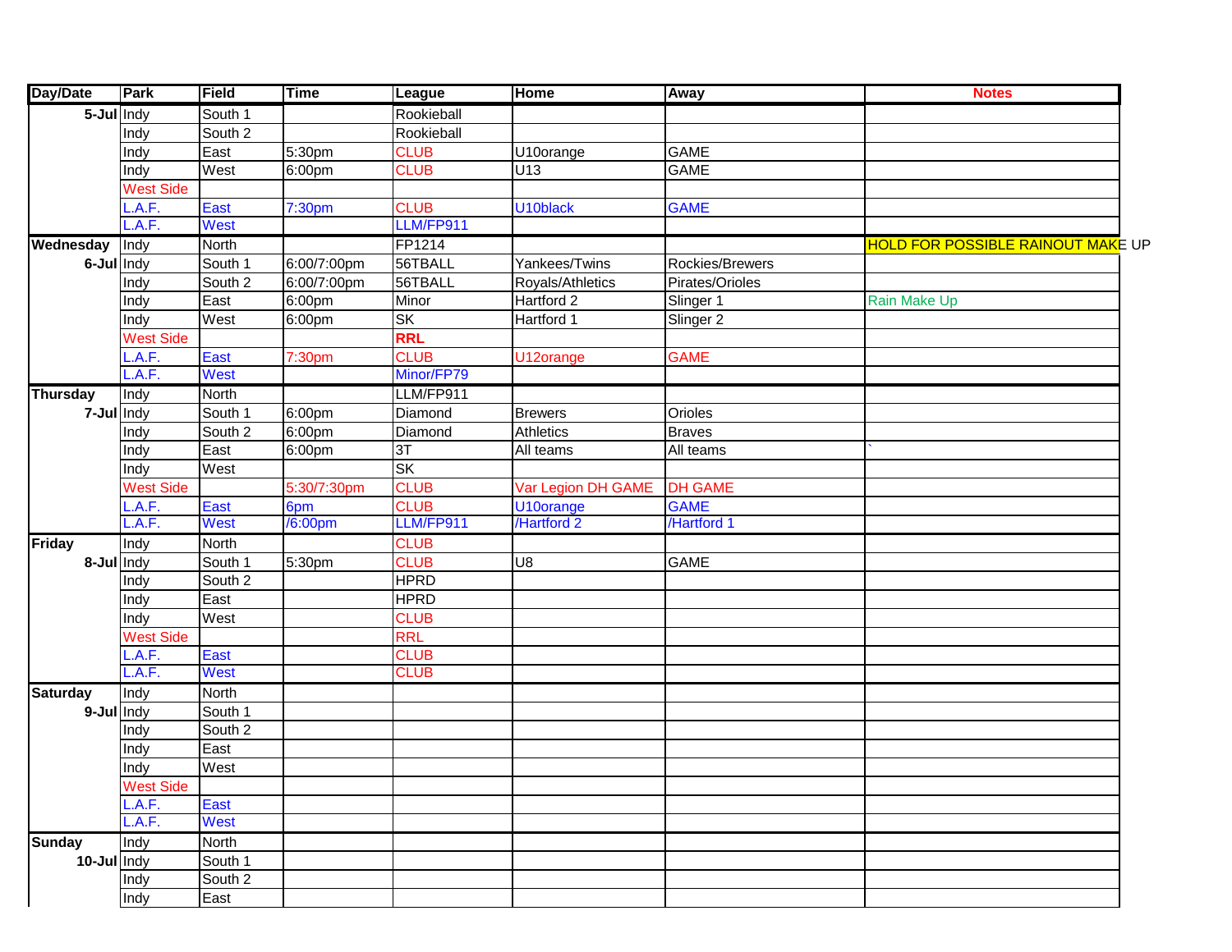| Day/Date | Park | Field | Time | League | Home | Away | Notes |
|---|---|---|---|---|---|---|---|
| 5-Jul | Indy | South 1 | | Rookieball | | | |
| | Indy | South 2 | | Rookieball | | | |
| | Indy | East | 5:30pm | CLUB | U10orange | GAME | |
| | Indy | West | 6:00pm | CLUB | U13 | GAME | |
| | West Side | | | | | | |
| | L.A.F. | East | 7:30pm | CLUB | U10black | GAME | |
| | L.A.F. | West | | LLM/FP911 | | | |
| Wednesday | Indy | North | | FP1214 | | | HOLD FOR POSSIBLE RAINOUT MAKE UP |
| 6-Jul | Indy | South 1 | 6:00/7:00pm | 56TBALL | Yankees/Twins | Rockies/Brewers | |
| | Indy | South 2 | 6:00/7:00pm | 56TBALL | Royals/Athletics | Pirates/Orioles | |
| | Indy | East | 6:00pm | Minor | Hartford 2 | Slinger 1 | Rain Make Up |
| | Indy | West | 6:00pm | SK | Hartford 1 | Slinger 2 | |
| | West Side | | | RRL | | | |
| | L.A.F. | East | 7:30pm | CLUB | U12orange | GAME | |
| | L.A.F. | West | | Minor/FP79 | | | |
| Thursday | Indy | North | | LLM/FP911 | | | |
| 7-Jul | Indy | South 1 | 6:00pm | Diamond | Brewers | Orioles | |
| | Indy | South 2 | 6:00pm | Diamond | Athletics | Braves | |
| | Indy | East | 6:00pm | 3T | All teams | All teams | ` |
| | Indy | West | | SK | | | |
| | West Side | | 5:30/7:30pm | CLUB | Var Legion DH GAME | DH GAME | |
| | L.A.F. | East | 6pm | CLUB | U10orange | GAME | |
| | L.A.F. | West | /6:00pm | LLM/FP911 | /Hartford 2 | /Hartford 1 | |
| Friday | Indy | North | | CLUB | | | |
| 8-Jul | Indy | South 1 | 5:30pm | CLUB | U8 | GAME | |
| | Indy | South 2 | | HPRD | | | |
| | Indy | East | | HPRD | | | |
| | Indy | West | | CLUB | | | |
| | West Side | | | RRL | | | |
| | L.A.F. | East | | CLUB | | | |
| | L.A.F. | West | | CLUB | | | |
| Saturday | Indy | North | | | | | |
| 9-Jul | Indy | South 1 | | | | | |
| | Indy | South 2 | | | | | |
| | Indy | East | | | | | |
| | Indy | West | | | | | |
| | West Side | | | | | | |
| | L.A.F. | East | | | | | |
| | L.A.F. | West | | | | | |
| Sunday | Indy | North | | | | | |
| 10-Jul | Indy | South 1 | | | | | |
| | Indy | South 2 | | | | | |
| | Indy | East | | | | | |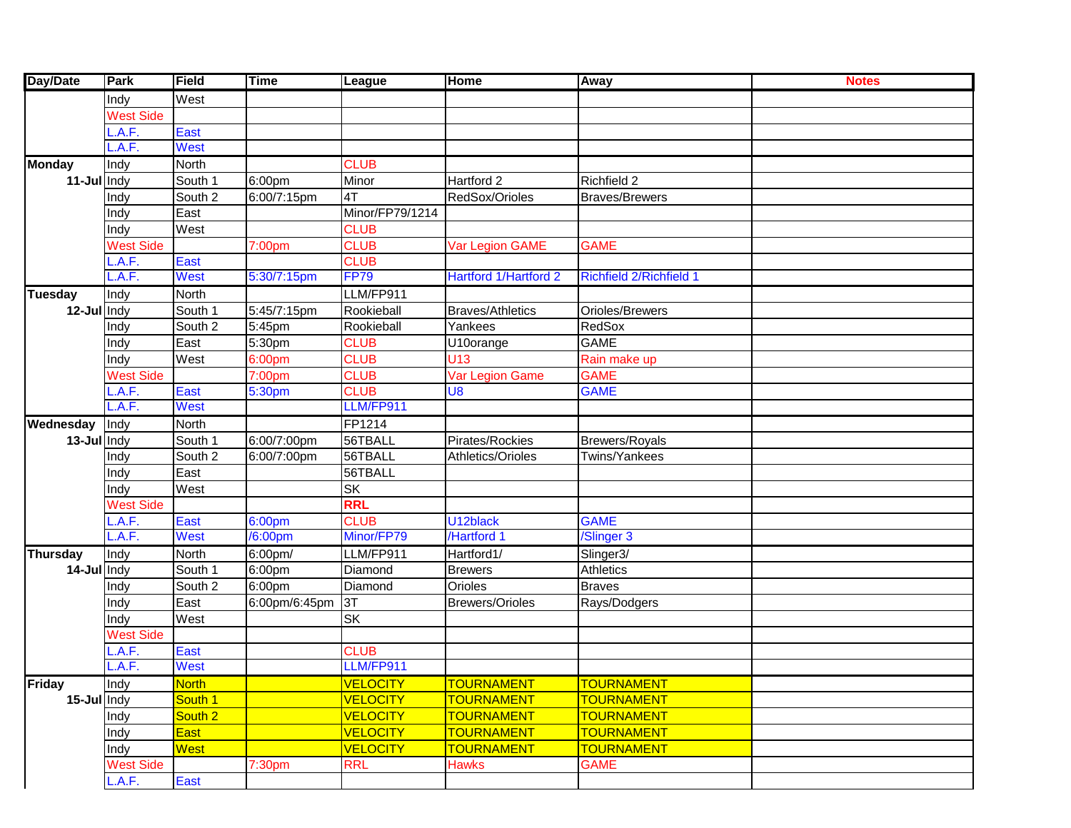| Day/Date | Park | Field | Time | League | Home | Away | Notes |
|---|---|---|---|---|---|---|---|
| | Indy | West | | | | | |
| | West Side | | | | | | |
| | L.A.F. | East | | | | | |
| | L.A.F. | West | | | | | |
| Monday | Indy | North | | CLUB | | | |
| 11-Jul | Indy | South 1 | 6:00pm | Minor | Hartford 2 | Richfield 2 | |
| | Indy | South 2 | 6:00/7:15pm | 4T | RedSox/Orioles | Braves/Brewers | |
| | Indy | East | | Minor/FP79/1214 | | | |
| | Indy | West | | CLUB | | | |
| | West Side | | 7:00pm | CLUB | Var Legion GAME | GAME | |
| | L.A.F. | East | | CLUB | | | |
| | L.A.F. | West | 5:30/7:15pm | FP79 | Hartford 1/Hartford 2 | Richfield 2/Richfield 1 | |
| Tuesday | Indy | North | | LLM/FP911 | | | |
| 12-Jul | Indy | South 1 | 5:45/7:15pm | Rookieball | Braves/Athletics | Orioles/Brewers | |
| | Indy | South 2 | 5:45pm | Rookieball | Yankees | RedSox | |
| | Indy | East | 5:30pm | CLUB | U10orange | GAME | |
| | Indy | West | 6:00pm | CLUB | U13 | Rain make up | |
| | West Side | | 7:00pm | CLUB | Var Legion Game | GAME | |
| | L.A.F. | East | 5:30pm | CLUB | U8 | GAME | |
| | L.A.F. | West | | LLM/FP911 | | | |
| Wednesday | Indy | North | | FP1214 | | | |
| 13-Jul | Indy | South 1 | 6:00/7:00pm | 56TBALL | Pirates/Rockies | Brewers/Royals | |
| | Indy | South 2 | 6:00/7:00pm | 56TBALL | Athletics/Orioles | Twins/Yankees | |
| | Indy | East | | 56TBALL | | | |
| | Indy | West | | SK | | | |
| | West Side | | | **RRL** | | | |
| | L.A.F. | East | 6:00pm | CLUB | U12black | GAME | |
| | L.A.F. | West | /6:00pm | Minor/FP79 | /Hartford 1 | /Slinger 3 | |
| Thursday | Indy | North | 6:00pm/ | LLM/FP911 | Hartford1/ | Slinger3/ | |
| 14-Jul | Indy | South 1 | 6:00pm | Diamond | Brewers | Athletics | |
| | Indy | South 2 | 6:00pm | Diamond | Orioles | Braves | |
| | Indy | East | 6:00pm/6:45pm | 3T | Brewers/Orioles | Rays/Dodgers | |
| | Indy | West | | SK | | | |
| | West Side | | | | | | |
| | L.A.F. | East | | CLUB | | | |
| | L.A.F. | West | | LLM/FP911 | | | |
| Friday | Indy | North | | VELOCITY | TOURNAMENT | TOURNAMENT | |
| 15-Jul | Indy | South 1 | | VELOCITY | TOURNAMENT | TOURNAMENT | |
| | Indy | South 2 | | VELOCITY | TOURNAMENT | TOURNAMENT | |
| | Indy | East | | VELOCITY | TOURNAMENT | TOURNAMENT | |
| | Indy | West | | VELOCITY | TOURNAMENT | TOURNAMENT | |
| | West Side | | 7:30pm | RRL | Hawks | GAME | |
| | L.A.F. | East | | | | | |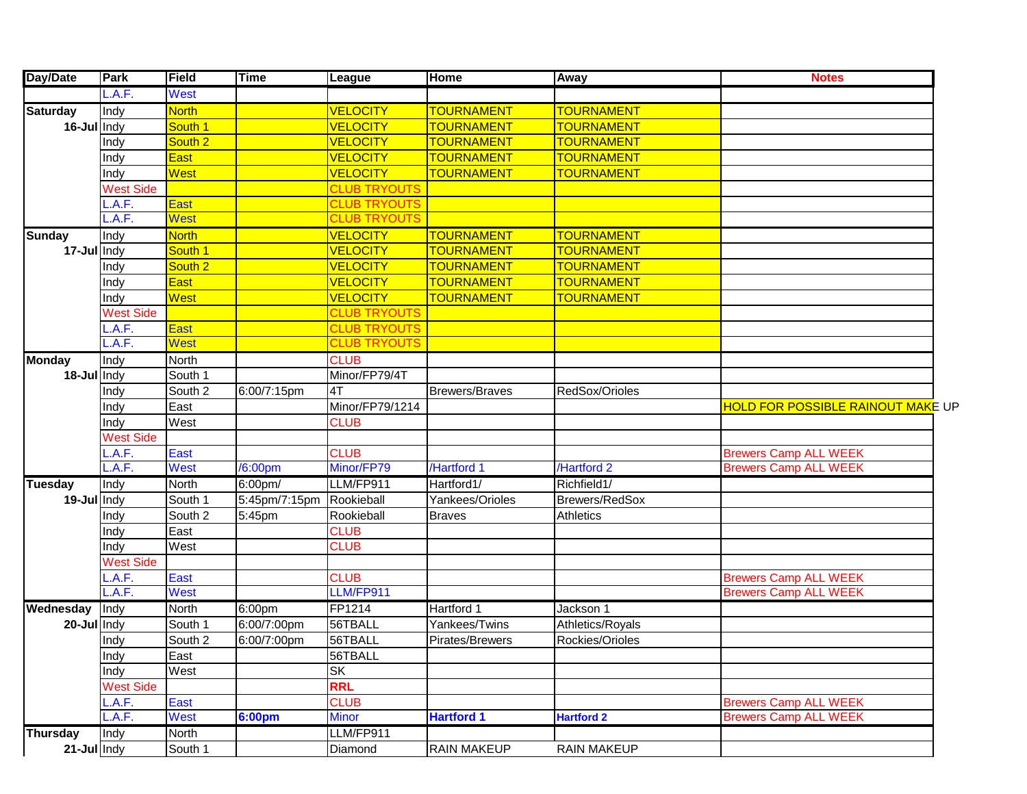| Day/Date | Park | Field | Time | League | Home | Away | Notes |
|---|---|---|---|---|---|---|---|
| | L.A.F. | West | | | | | |
| Saturday | Indy | North | | VELOCITY | TOURNAMENT | TOURNAMENT | |
| 16-Jul | Indy | South 1 | | VELOCITY | TOURNAMENT | TOURNAMENT | |
| | Indy | South 2 | | VELOCITY | TOURNAMENT | TOURNAMENT | |
| | Indy | East | | VELOCITY | TOURNAMENT | TOURNAMENT | |
| | Indy | West | | VELOCITY | TOURNAMENT | TOURNAMENT | |
| | West Side | | | CLUB TRYOUTS | | | |
| | L.A.F. | East | | CLUB TRYOUTS | | | |
| | L.A.F. | West | | CLUB TRYOUTS | | | |
| Sunday | Indy | North | | VELOCITY | TOURNAMENT | TOURNAMENT | |
| 17-Jul | Indy | South 1 | | VELOCITY | TOURNAMENT | TOURNAMENT | |
| | Indy | South 2 | | VELOCITY | TOURNAMENT | TOURNAMENT | |
| | Indy | East | | VELOCITY | TOURNAMENT | TOURNAMENT | |
| | Indy | West | | VELOCITY | TOURNAMENT | TOURNAMENT | |
| | West Side | | | CLUB TRYOUTS | | | |
| | L.A.F. | East | | CLUB TRYOUTS | | | |
| | L.A.F. | West | | CLUB TRYOUTS | | | |
| Monday | Indy | North | | CLUB | | | |
| 18-Jul | Indy | South 1 | | Minor/FP79/4T | | | |
| | Indy | South 2 | 6:00/7:15pm | 4T | Brewers/Braves | RedSox/Orioles | |
| | Indy | East | | Minor/FP79/1214 | | | HOLD FOR POSSIBLE RAINOUT MAKE UP |
| | Indy | West | | CLUB | | | |
| | West Side | | | | | | |
| | L.A.F. | East | | CLUB | | | Brewers Camp ALL WEEK |
| | L.A.F. | West | /6:00pm | Minor/FP79 | /Hartford 1 | /Hartford 2 | Brewers Camp ALL WEEK |
| Tuesday | Indy | North | 6:00pm/ | LLM/FP911 | Hartford1/ | Richfield1/ | |
| 19-Jul | Indy | South 1 | 5:45pm/7:15pm | Rookieball | Yankees/Orioles | Brewers/RedSox | |
| | Indy | South 2 | 5:45pm | Rookieball | Braves | Athletics | |
| | Indy | East | | CLUB | | | |
| | Indy | West | | CLUB | | | |
| | West Side | | | | | | |
| | L.A.F. | East | | CLUB | | | Brewers Camp ALL WEEK |
| | L.A.F. | West | | LLM/FP911 | | | Brewers Camp ALL WEEK |
| Wednesday | Indy | North | 6:00pm | FP1214 | Hartford 1 | Jackson 1 | |
| 20-Jul | Indy | South 1 | 6:00/7:00pm | 56TBALL | Yankees/Twins | Athletics/Royals | |
| | Indy | South 2 | 6:00/7:00pm | 56TBALL | Pirates/Brewers | Rockies/Orioles | |
| | Indy | East | | 56TBALL | | | |
| | Indy | West | | SK | | | |
| | West Side | | | **RRL** | | | |
| | L.A.F. | East | | CLUB | | | Brewers Camp ALL WEEK |
| | L.A.F. | West | **6:00pm** | Minor | **Hartford 1** | **Hartford 2** | Brewers Camp ALL WEEK |
| Thursday | Indy | North | | LLM/FP911 | | | |
| 21-Jul | Indy | South 1 | | Diamond | RAIN MAKEUP | RAIN MAKEUP | |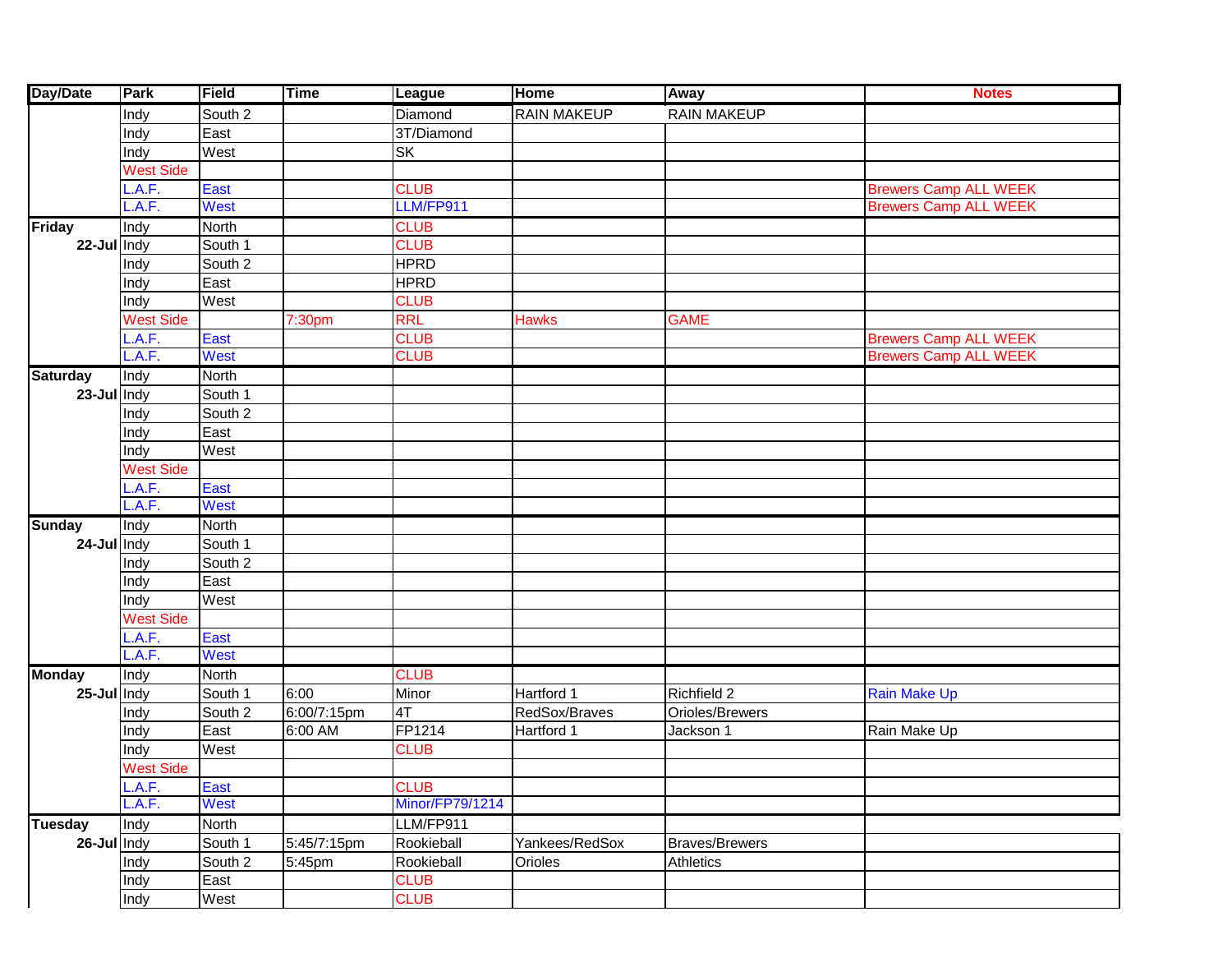| Day/Date | Park | Field | Time | League | Home | Away | Notes |
|---|---|---|---|---|---|---|---|
| | Indy | South 2 | | Diamond | RAIN MAKEUP | RAIN MAKEUP | |
| | Indy | East | | 3T/Diamond | | | |
| | Indy | West | | SK | | | |
| | West Side | | | | | | |
| | L.A.F. | East | | CLUB | | | Brewers Camp ALL WEEK |
| | L.A.F. | West | | LLM/FP911 | | | Brewers Camp ALL WEEK |
| Friday | Indy | North | | CLUB | | | |
| 22-Jul | Indy | South 1 | | CLUB | | | |
| | Indy | South 2 | | HPRD | | | |
| | Indy | East | | HPRD | | | |
| | Indy | West | | CLUB | | | |
| | West Side | | 7:30pm | RRL | Hawks | GAME | |
| | L.A.F. | East | | CLUB | | | Brewers Camp ALL WEEK |
| | L.A.F. | West | | CLUB | | | Brewers Camp ALL WEEK |
| Saturday | Indy | North | | | | | |
| 23-Jul | Indy | South 1 | | | | | |
| | Indy | South 2 | | | | | |
| | Indy | East | | | | | |
| | Indy | West | | | | | |
| | West Side | | | | | | |
| | L.A.F. | East | | | | | |
| | L.A.F. | West | | | | | |
| Sunday | Indy | North | | | | | |
| 24-Jul | Indy | South 1 | | | | | |
| | Indy | South 2 | | | | | |
| | Indy | East | | | | | |
| | Indy | West | | | | | |
| | West Side | | | | | | |
| | L.A.F. | East | | | | | |
| | L.A.F. | West | | | | | |
| Monday | Indy | North | | CLUB | | | |
| 25-Jul | Indy | South 1 | 6:00 | Minor | Hartford 1 | Richfield 2 | Rain Make Up |
| | Indy | South 2 | 6:00/7:15pm | 4T | RedSox/Braves | Orioles/Brewers | |
| | Indy | East | 6:00 AM | FP1214 | Hartford 1 | Jackson 1 | Rain Make Up |
| | Indy | West | | CLUB | | | |
| | West Side | | | | | | |
| | L.A.F. | East | | CLUB | | | |
| | L.A.F. | West | | Minor/FP79/1214 | | | |
| Tuesday | Indy | North | | LLM/FP911 | | | |
| 26-Jul | Indy | South 1 | 5:45/7:15pm | Rookieball | Yankees/RedSox | Braves/Brewers | |
| | Indy | South 2 | 5:45pm | Rookieball | Orioles | Athletics | |
| | Indy | East | | CLUB | | | |
| | Indy | West | | CLUB | | | |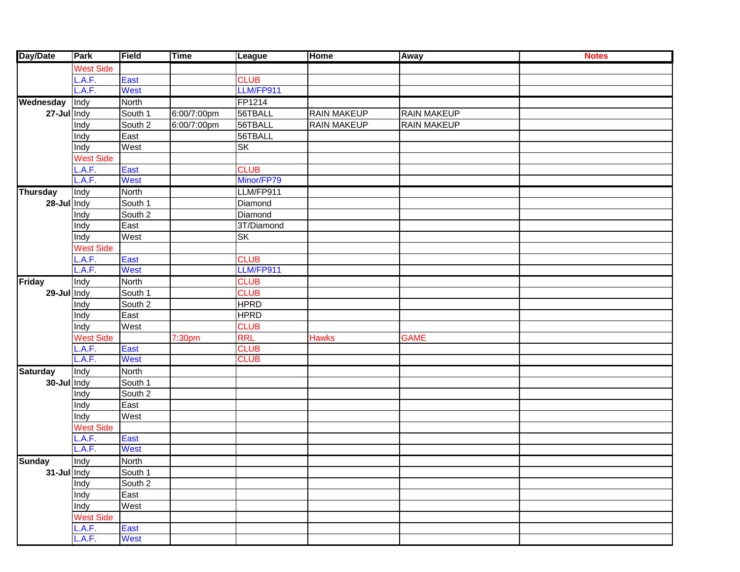| Day/Date | Park | Field | Time | League | Home | Away | Notes |
|---|---|---|---|---|---|---|---|
| | West Side | | | | | | |
| | L.A.F. | East | | CLUB | | | |
| | L.A.F. | West | | LLM/FP911 | | | |
| Wednesday | Indy | North | | FP1214 | | | |
| 27-Jul | Indy | South 1 | 6:00/7:00pm | 56TBALL | RAIN MAKEUP | RAIN MAKEUP | |
| | Indy | South 2 | 6:00/7:00pm | 56TBALL | RAIN MAKEUP | RAIN MAKEUP | |
| | Indy | East | | 56TBALL | | | |
| | Indy | West | | SK | | | |
| | West Side | | | | | | |
| | L.A.F. | East | | CLUB | | | |
| | L.A.F. | West | | Minor/FP79 | | | |
| Thursday | Indy | North | | LLM/FP911 | | | |
| 28-Jul | Indy | South 1 | | Diamond | | | |
| | Indy | South 2 | | Diamond | | | |
| | Indy | East | | 3T/Diamond | | | |
| | Indy | West | | SK | | | |
| | West Side | | | | | | |
| | L.A.F. | East | | CLUB | | | |
| | L.A.F. | West | | LLM/FP911 | | | |
| Friday | Indy | North | | CLUB | | | |
| 29-Jul | Indy | South 1 | | CLUB | | | |
| | Indy | South 2 | | HPRD | | | |
| | Indy | East | | HPRD | | | |
| | Indy | West | | CLUB | | | |
| | West Side | | 7:30pm | RRL | Hawks | GAME | |
| | L.A.F. | East | | CLUB | | | |
| | L.A.F. | West | | CLUB | | | |
| Saturday | Indy | North | | | | | |
| 30-Jul | Indy | South 1 | | | | | |
| | Indy | South 2 | | | | | |
| | Indy | East | | | | | |
| | Indy | West | | | | | |
| | West Side | | | | | | |
| | L.A.F. | East | | | | | |
| | L.A.F. | West | | | | | |
| Sunday | Indy | North | | | | | |
| 31-Jul | Indy | South 1 | | | | | |
| | Indy | South 2 | | | | | |
| | Indy | East | | | | | |
| | Indy | West | | | | | |
| | West Side | | | | | | |
| | L.A.F. | East | | | | | |
| | L.A.F. | West | | | | | |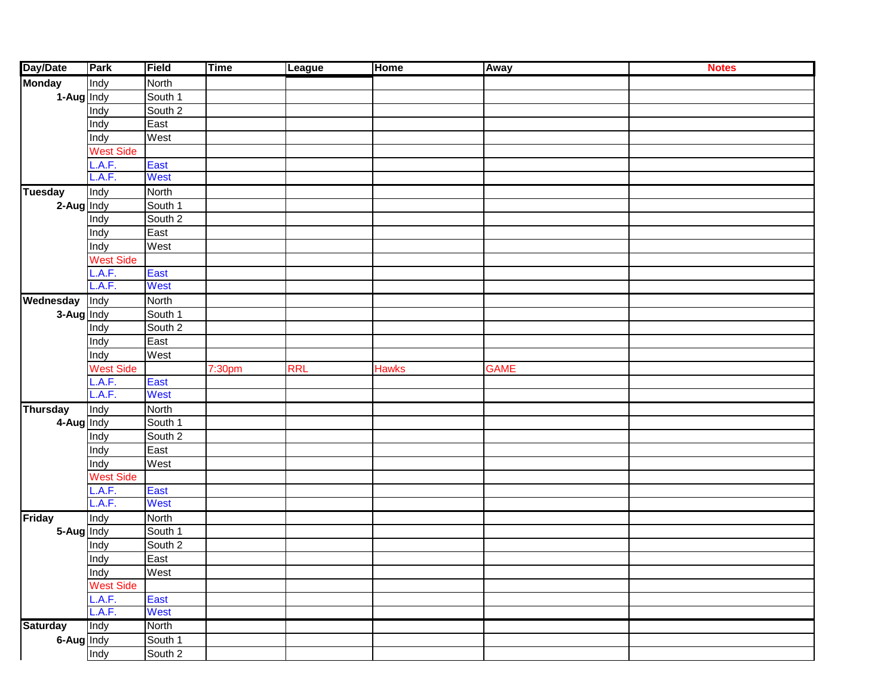| Day/Date | Park | Field | Time | League | Home | Away | Notes |
|---|---|---|---|---|---|---|---|
| Monday | Indy | North | | | | | |
| 1-Aug | Indy | South 1 | | | | | |
| | Indy | South 2 | | | | | |
| | Indy | East | | | | | |
| | Indy | West | | | | | |
| | West Side | | | | | | |
| | L.A.F. | East | | | | | |
| | L.A.F. | West | | | | | |
| Tuesday | Indy | North | | | | | |
| 2-Aug | Indy | South 1 | | | | | |
| | Indy | South 2 | | | | | |
| | Indy | East | | | | | |
| | Indy | West | | | | | |
| | West Side | | | | | | |
| | L.A.F. | East | | | | | |
| | L.A.F. | West | | | | | |
| Wednesday | Indy | North | | | | | |
| 3-Aug | Indy | South 1 | | | | | |
| | Indy | South 2 | | | | | |
| | Indy | East | | | | | |
| | Indy | West | | | | | |
| | West Side | | 7:30pm | RRL | Hawks | GAME | |
| | L.A.F. | East | | | | | |
| | L.A.F. | West | | | | | |
| Thursday | Indy | North | | | | | |
| 4-Aug | Indy | South 1 | | | | | |
| | Indy | South 2 | | | | | |
| | Indy | East | | | | | |
| | Indy | West | | | | | |
| | West Side | | | | | | |
| | L.A.F. | East | | | | | |
| | L.A.F. | West | | | | | |
| Friday | Indy | North | | | | | |
| 5-Aug | Indy | South 1 | | | | | |
| | Indy | South 2 | | | | | |
| | Indy | East | | | | | |
| | Indy | West | | | | | |
| | West Side | | | | | | |
| | L.A.F. | East | | | | | |
| | L.A.F. | West | | | | | |
| Saturday | Indy | North | | | | | |
| 6-Aug | Indy | South 1 | | | | | |
| | Indy | South 2 | | | | | |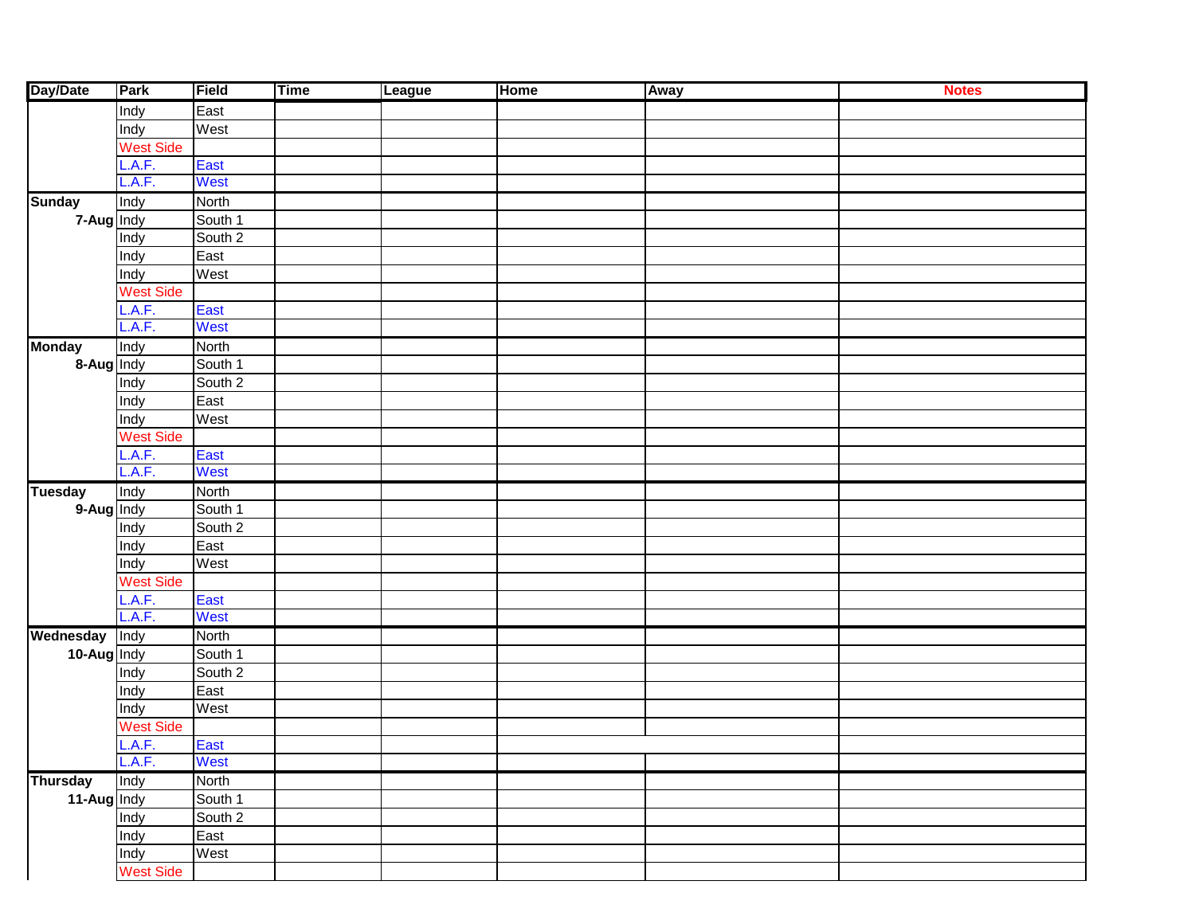| Day/Date | Park | Field | Time | League | Home | Away | Notes |
|---|---|---|---|---|---|---|---|
| | Indy | East | | | | | |
| | Indy | West | | | | | |
| | West Side | | | | | | |
| | L.A.F. | East | | | | | |
| | L.A.F. | West | | | | | |
| Sunday | Indy | North | | | | | |
| 7-Aug | Indy | South 1 | | | | | |
| | Indy | South 2 | | | | | |
| | Indy | East | | | | | |
| | Indy | West | | | | | |
| | West Side | | | | | | |
| | L.A.F. | East | | | | | |
| | L.A.F. | West | | | | | |
| Monday | Indy | North | | | | | |
| 8-Aug | Indy | South 1 | | | | | |
| | Indy | South 2 | | | | | |
| | Indy | East | | | | | |
| | Indy | West | | | | | |
| | West Side | | | | | | |
| | L.A.F. | East | | | | | |
| | L.A.F. | West | | | | | |
| Tuesday | Indy | North | | | | | |
| 9-Aug | Indy | South 1 | | | | | |
| | Indy | South 2 | | | | | |
| | Indy | East | | | | | |
| | Indy | West | | | | | |
| | West Side | | | | | | |
| | L.A.F. | East | | | | | |
| | L.A.F. | West | | | | | |
| Wednesday | Indy | North | | | | | |
| 10-Aug | Indy | South 1 | | | | | |
| | Indy | South 2 | | | | | |
| | Indy | East | | | | | |
| | Indy | West | | | | | |
| | West Side | | | | | | |
| | L.A.F. | East | | | | | |
| | L.A.F. | West | | | | | |
| Thursday | Indy | North | | | | | |
| 11-Aug | Indy | South 1 | | | | | |
| | Indy | South 2 | | | | | |
| | Indy | East | | | | | |
| | Indy | West | | | | | |
| | West Side | | | | | | |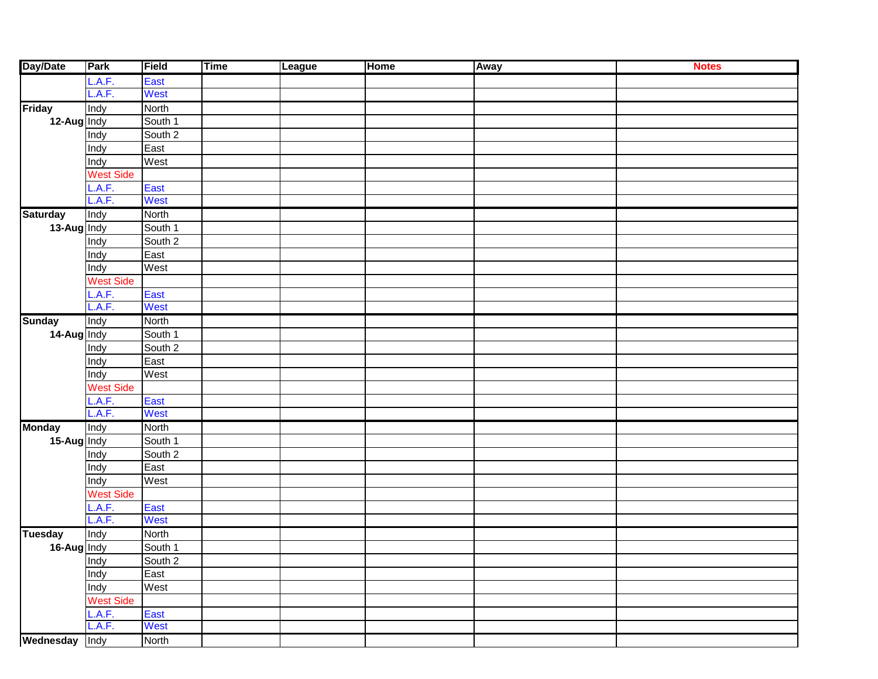| Day/Date | Park | Field | Time | League | Home | Away | Notes |
|---|---|---|---|---|---|---|---|
| | L.A.F. | East | | | | | |
| | L.A.F. | West | | | | | |
| Friday | Indy | North | | | | | |
| 12-Aug | Indy | South 1 | | | | | |
| | Indy | South 2 | | | | | |
| | Indy | East | | | | | |
| | Indy | West | | | | | |
| | West Side | | | | | | |
| | L.A.F. | East | | | | | |
| | L.A.F. | West | | | | | |
| Saturday | Indy | North | | | | | |
| 13-Aug | Indy | South 1 | | | | | |
| | Indy | South 2 | | | | | |
| | Indy | East | | | | | |
| | Indy | West | | | | | |
| | West Side | | | | | | |
| | L.A.F. | East | | | | | |
| | L.A.F. | West | | | | | |
| Sunday | Indy | North | | | | | |
| 14-Aug | Indy | South 1 | | | | | |
| | Indy | South 2 | | | | | |
| | Indy | East | | | | | |
| | Indy | West | | | | | |
| | West Side | | | | | | |
| | L.A.F. | East | | | | | |
| | L.A.F. | West | | | | | |
| Monday | Indy | North | | | | | |
| 15-Aug | Indy | South 1 | | | | | |
| | Indy | South 2 | | | | | |
| | Indy | East | | | | | |
| | Indy | West | | | | | |
| | West Side | | | | | | |
| | L.A.F. | East | | | | | |
| | L.A.F. | West | | | | | |
| Tuesday | Indy | North | | | | | |
| 16-Aug | Indy | South 1 | | | | | |
| | Indy | South 2 | | | | | |
| | Indy | East | | | | | |
| | Indy | West | | | | | |
| | West Side | | | | | | |
| | L.A.F. | East | | | | | |
| | L.A.F. | West | | | | | |
| Wednesday | Indy | North | | | | | |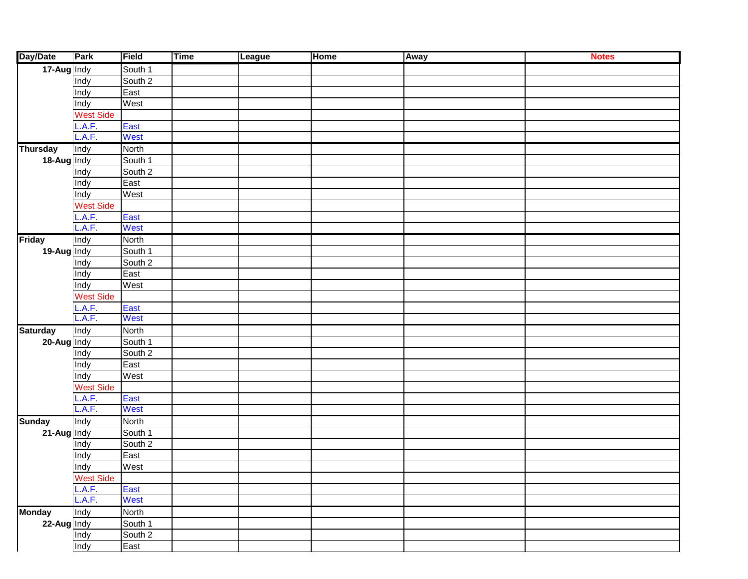| Day/Date | Park | Field | Time | League | Home | Away | Notes |
|---|---|---|---|---|---|---|---|
| 17-Aug | Indy | South 1 | | | | | |
| | Indy | South 2 | | | | | |
| | Indy | East | | | | | |
| | Indy | West | | | | | |
| | West Side | | | | | | |
| | L.A.F. | East | | | | | |
| | L.A.F. | West | | | | | |
| Thursday | Indy | North | | | | | |
| 18-Aug | Indy | South 1 | | | | | |
| | Indy | South 2 | | | | | |
| | Indy | East | | | | | |
| | Indy | West | | | | | |
| | West Side | | | | | | |
| | L.A.F. | East | | | | | |
| | L.A.F. | West | | | | | |
| Friday | Indy | North | | | | | |
| 19-Aug | Indy | South 1 | | | | | |
| | Indy | South 2 | | | | | |
| | Indy | East | | | | | |
| | Indy | West | | | | | |
| | West Side | | | | | | |
| | L.A.F. | East | | | | | |
| | L.A.F. | West | | | | | |
| Saturday | Indy | North | | | | | |
| 20-Aug | Indy | South 1 | | | | | |
| | Indy | South 2 | | | | | |
| | Indy | East | | | | | |
| | Indy | West | | | | | |
| | West Side | | | | | | |
| | L.A.F. | East | | | | | |
| | L.A.F. | West | | | | | |
| Sunday | Indy | North | | | | | |
| 21-Aug | Indy | South 1 | | | | | |
| | Indy | South 2 | | | | | |
| | Indy | East | | | | | |
| | Indy | West | | | | | |
| | West Side | | | | | | |
| | L.A.F. | East | | | | | |
| | L.A.F. | West | | | | | |
| Monday | Indy | North | | | | | |
| 22-Aug | Indy | South 1 | | | | | |
| | Indy | South 2 | | | | | |
| | Indy | East | | | | | |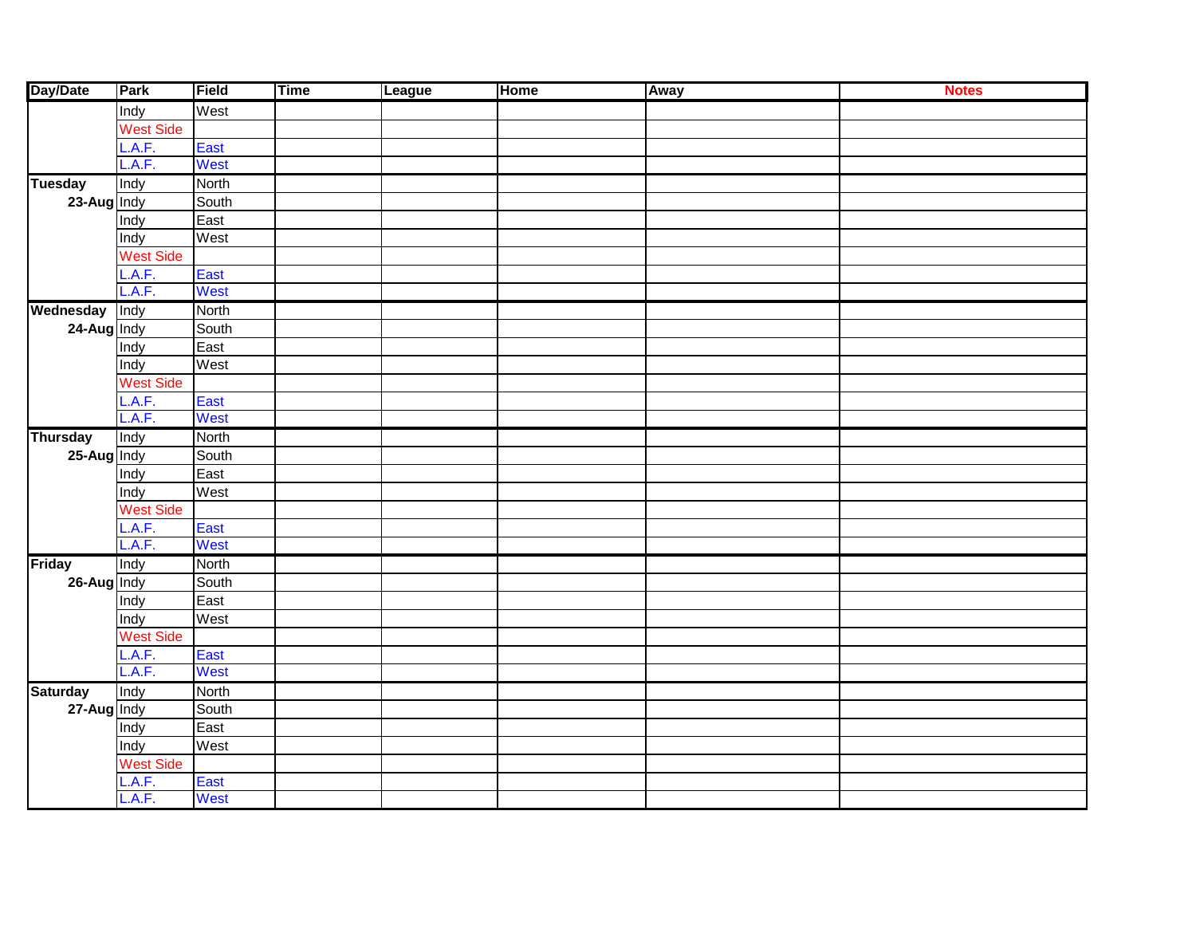| Day/Date | Park | Field | Time | League | Home | Away | Notes |
|---|---|---|---|---|---|---|---|
| | Indy | West | | | | | |
| | West Side | | | | | | |
| | L.A.F. | East | | | | | |
| | L.A.F. | West | | | | | |
| **Tuesday** | Indy | North | | | | | |
| **23-Aug** | Indy | South | | | | | |
| | Indy | East | | | | | |
| | Indy | West | | | | | |
| | West Side | | | | | | |
| | L.A.F. | East | | | | | |
| | L.A.F. | West | | | | | |
| **Wednesday** | Indy | North | | | | | |
| **24-Aug** | Indy | South | | | | | |
| | Indy | East | | | | | |
| | Indy | West | | | | | |
| | West Side | | | | | | |
| | L.A.F. | East | | | | | |
| | L.A.F. | West | | | | | |
| **Thursday** | Indy | North | | | | | |
| **25-Aug** | Indy | South | | | | | |
| | Indy | East | | | | | |
| | Indy | West | | | | | |
| | West Side | | | | | | |
| | L.A.F. | East | | | | | |
| | L.A.F. | West | | | | | |
| **Friday** | Indy | North | | | | | |
| **26-Aug** | Indy | South | | | | | |
| | Indy | East | | | | | |
| | Indy | West | | | | | |
| | West Side | | | | | | |
| | L.A.F. | East | | | | | |
| | L.A.F. | West | | | | | |
| **Saturday** | Indy | North | | | | | |
| **27-Aug** | Indy | South | | | | | |
| | Indy | East | | | | | |
| | Indy | West | | | | | |
| | West Side | | | | | | |
| | L.A.F. | East | | | | | |
| | L.A.F. | West | | | | | |